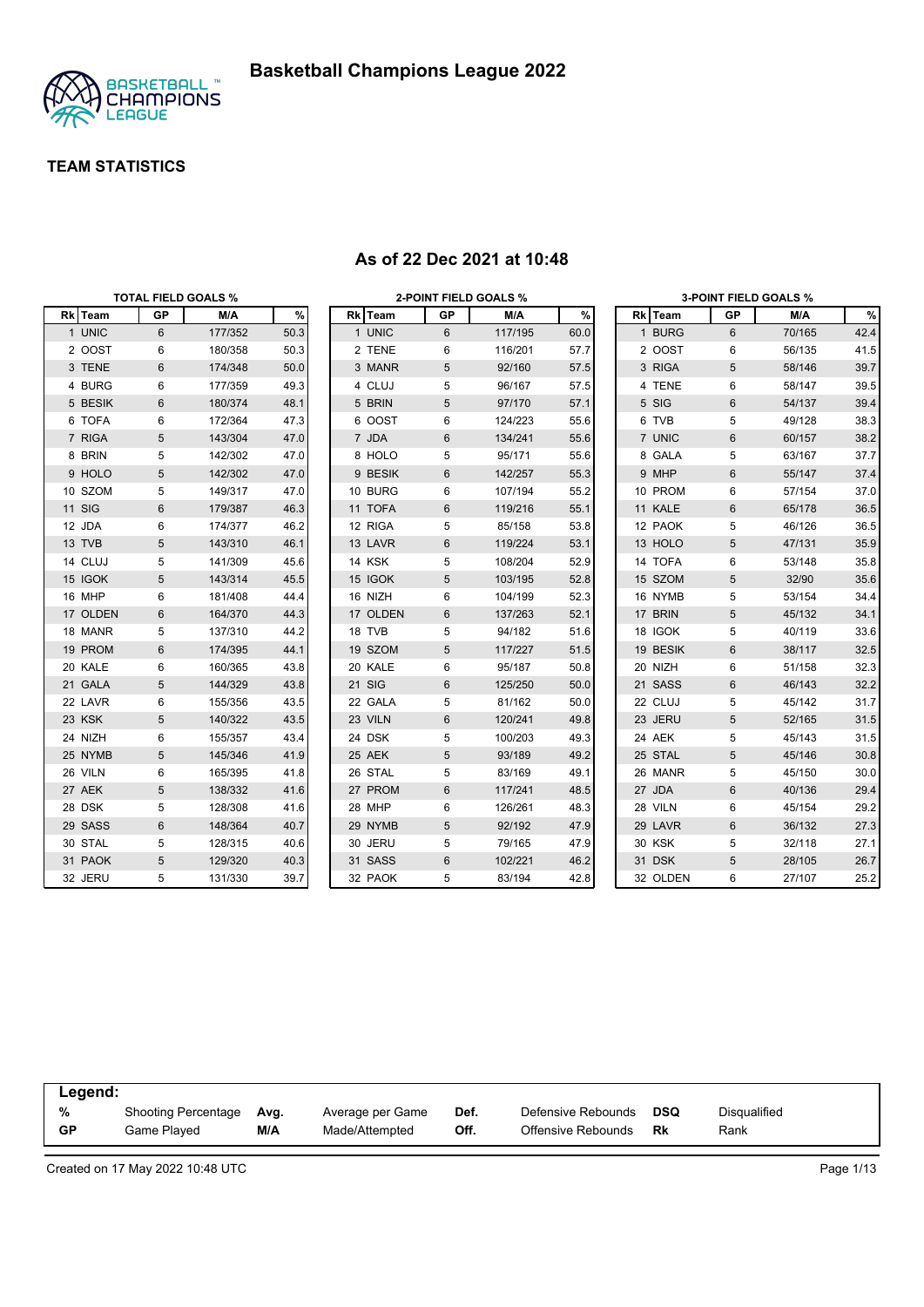# Basketball Champions League 2022

## TEAM STATISTICS

## As of 22 Dec 2021 at 10:48

### TOTAL FIELD GOALS %

| Rk | Team | GP | M/A | % |
|---|---|---|---|---|
| 1 | UNIC | 6 | 177/352 | 50.3 |
| 2 | OOST | 6 | 180/358 | 50.3 |
| 3 | TENE | 6 | 174/348 | 50.0 |
| 4 | BURG | 6 | 177/359 | 49.3 |
| 5 | BESIK | 6 | 180/374 | 48.1 |
| 6 | TOFA | 6 | 172/364 | 47.3 |
| 7 | RIGA | 5 | 143/304 | 47.0 |
| 8 | BRIN | 5 | 142/302 | 47.0 |
| 9 | HOLO | 5 | 142/302 | 47.0 |
| 10 | SZOM | 5 | 149/317 | 47.0 |
| 11 | SIG | 6 | 179/387 | 46.3 |
| 12 | JDA | 6 | 174/377 | 46.2 |
| 13 | TVB | 5 | 143/310 | 46.1 |
| 14 | CLUJ | 5 | 141/309 | 45.6 |
| 15 | IGOK | 5 | 143/314 | 45.5 |
| 16 | MHP | 6 | 181/408 | 44.4 |
| 17 | OLDEN | 6 | 164/370 | 44.3 |
| 18 | MANR | 5 | 137/310 | 44.2 |
| 19 | PROM | 6 | 174/395 | 44.1 |
| 20 | KALE | 6 | 160/365 | 43.8 |
| 21 | GALA | 5 | 144/329 | 43.8 |
| 22 | LAVR | 6 | 155/356 | 43.5 |
| 23 | KSK | 5 | 140/322 | 43.5 |
| 24 | NIZH | 6 | 155/357 | 43.4 |
| 25 | NYMB | 5 | 145/346 | 41.9 |
| 26 | VILN | 6 | 165/395 | 41.8 |
| 27 | AEK | 5 | 138/332 | 41.6 |
| 28 | DSK | 5 | 128/308 | 41.6 |
| 29 | SASS | 6 | 148/364 | 40.7 |
| 30 | STAL | 5 | 128/315 | 40.6 |
| 31 | PAOK | 5 | 129/320 | 40.3 |
| 32 | JERU | 5 | 131/330 | 39.7 |

### 2-POINT FIELD GOALS %

| Rk | Team | GP | M/A | % |
|---|---|---|---|---|
| 1 | UNIC | 6 | 117/195 | 60.0 |
| 2 | TENE | 6 | 116/201 | 57.7 |
| 3 | MANR | 5 | 92/160 | 57.5 |
| 4 | CLUJ | 5 | 96/167 | 57.5 |
| 5 | BRIN | 5 | 97/170 | 57.1 |
| 6 | OOST | 6 | 124/223 | 55.6 |
| 7 | JDA | 6 | 134/241 | 55.6 |
| 8 | HOLO | 5 | 95/171 | 55.6 |
| 9 | BESIK | 6 | 142/257 | 55.3 |
| 10 | BURG | 6 | 107/194 | 55.2 |
| 11 | TOFA | 6 | 119/216 | 55.1 |
| 12 | RIGA | 5 | 85/158 | 53.8 |
| 13 | LAVR | 6 | 119/224 | 53.1 |
| 14 | KSK | 5 | 108/204 | 52.9 |
| 15 | IGOK | 5 | 103/195 | 52.8 |
| 16 | NIZH | 6 | 104/199 | 52.3 |
| 17 | OLDEN | 6 | 137/263 | 52.1 |
| 18 | TVB | 5 | 94/182 | 51.6 |
| 19 | SZOM | 5 | 117/227 | 51.5 |
| 20 | KALE | 6 | 95/187 | 50.8 |
| 21 | SIG | 6 | 125/250 | 50.0 |
| 22 | GALA | 5 | 81/162 | 50.0 |
| 23 | VILN | 6 | 120/241 | 49.8 |
| 24 | DSK | 5 | 100/203 | 49.3 |
| 25 | AEK | 5 | 93/189 | 49.2 |
| 26 | STAL | 5 | 83/169 | 49.1 |
| 27 | PROM | 6 | 117/241 | 48.5 |
| 28 | MHP | 6 | 126/261 | 48.3 |
| 29 | NYMB | 5 | 92/192 | 47.9 |
| 30 | JERU | 5 | 79/165 | 47.9 |
| 31 | SASS | 6 | 102/221 | 46.2 |
| 32 | PAOK | 5 | 83/194 | 42.8 |

### 3-POINT FIELD GOALS %

| Rk | Team | GP | M/A | % |
|---|---|---|---|---|
| 1 | BURG | 6 | 70/165 | 42.4 |
| 2 | OOST | 6 | 56/135 | 41.5 |
| 3 | RIGA | 5 | 58/146 | 39.7 |
| 4 | TENE | 6 | 58/147 | 39.5 |
| 5 | SIG | 6 | 54/137 | 39.4 |
| 6 | TVB | 5 | 49/128 | 38.3 |
| 7 | UNIC | 6 | 60/157 | 38.2 |
| 8 | GALA | 5 | 63/167 | 37.7 |
| 9 | MHP | 6 | 55/147 | 37.4 |
| 10 | PROM | 6 | 57/154 | 37.0 |
| 11 | KALE | 6 | 65/178 | 36.5 |
| 12 | PAOK | 5 | 46/126 | 36.5 |
| 13 | HOLO | 5 | 47/131 | 35.9 |
| 14 | TOFA | 6 | 53/148 | 35.8 |
| 15 | SZOM | 5 | 32/90 | 35.6 |
| 16 | NYMB | 5 | 53/154 | 34.4 |
| 17 | BRIN | 5 | 45/132 | 34.1 |
| 18 | IGOK | 5 | 40/119 | 33.6 |
| 19 | BESIK | 6 | 38/117 | 32.5 |
| 20 | NIZH | 6 | 51/158 | 32.3 |
| 21 | SASS | 6 | 46/143 | 32.2 |
| 22 | CLUJ | 5 | 45/142 | 31.7 |
| 23 | JERU | 5 | 52/165 | 31.5 |
| 24 | AEK | 5 | 45/143 | 31.5 |
| 25 | STAL | 5 | 45/146 | 30.8 |
| 26 | MANR | 5 | 45/150 | 30.0 |
| 27 | JDA | 6 | 40/136 | 29.4 |
| 28 | VILN | 6 | 45/154 | 29.2 |
| 29 | LAVR | 6 | 36/132 | 27.3 |
| 30 | KSK | 5 | 32/118 | 27.1 |
| 31 | DSK | 5 | 28/105 | 26.7 |
| 32 | OLDEN | 6 | 27/107 | 25.2 |

**Legend:**

| | | | | | | | |
|---|---|---|---|---|---|---|---|
| **%** | Shooting Percentage | **Avg.** | Average per Game | **Def.** | Defensive Rebounds | **DSQ** | Disqualified |
| **GP** | Game Played | **M/A** | Made/Attempted | **Off.** | Offensive Rebounds | **Rk** | Rank |

Created on 17 May 2022 10:48 UTC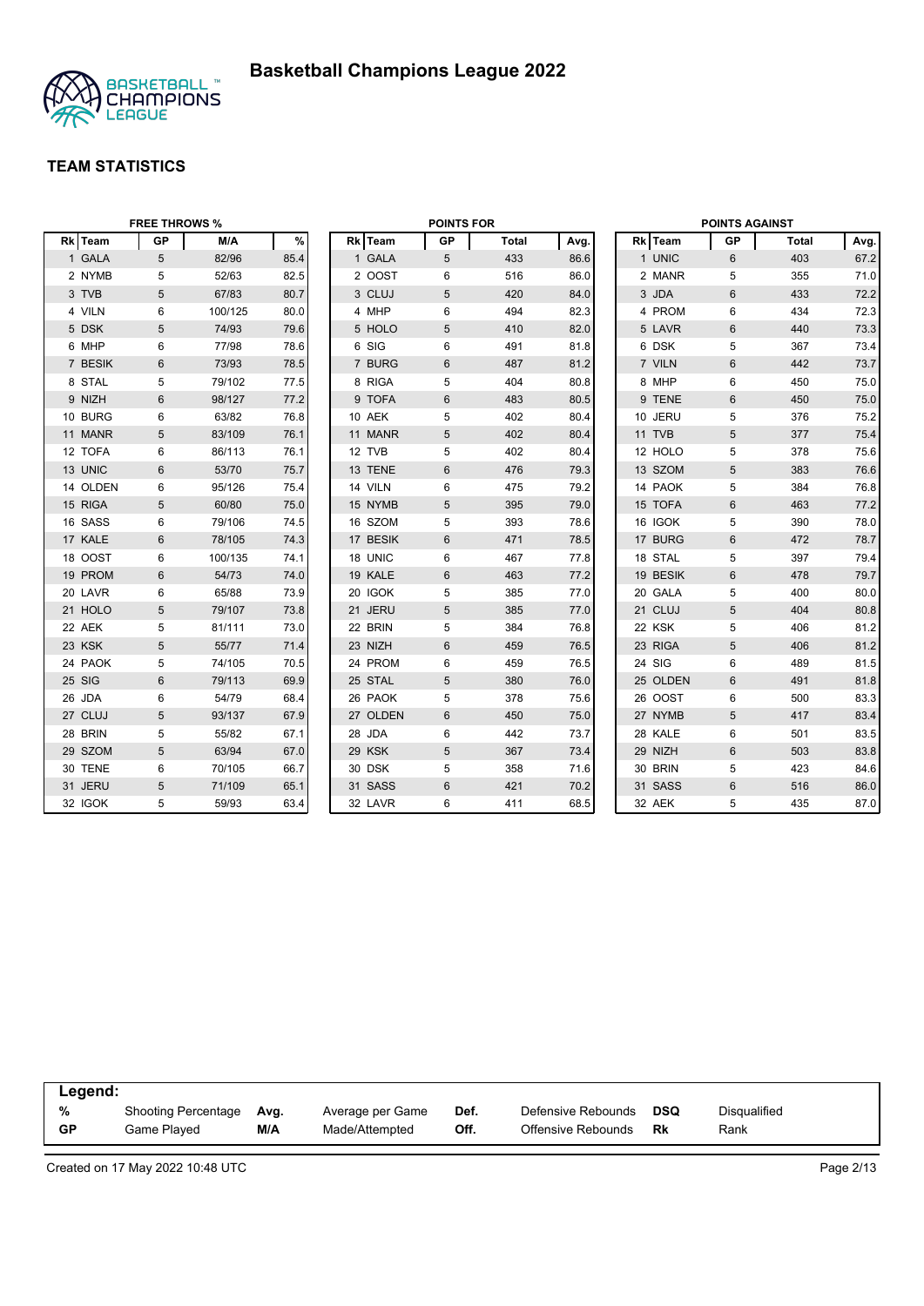# Basketball Champions League 2022

## TEAM STATISTICS

### FREE THROWS %

| Rk | Team | GP | M/A | % |
|---|---|---|---|---|
| 1 | GALA | 5 | 82/96 | 85.4 |
| 2 | NYMB | 5 | 52/63 | 82.5 |
| 3 | TVB | 5 | 67/83 | 80.7 |
| 4 | VILN | 6 | 100/125 | 80.0 |
| 5 | DSK | 5 | 74/93 | 79.6 |
| 6 | MHP | 6 | 77/98 | 78.6 |
| 7 | BESIK | 6 | 73/93 | 78.5 |
| 8 | STAL | 5 | 79/102 | 77.5 |
| 9 | NIZH | 6 | 98/127 | 77.2 |
| 10 | BURG | 6 | 63/82 | 76.8 |
| 11 | MANR | 5 | 83/109 | 76.1 |
| 12 | TOFA | 6 | 86/113 | 76.1 |
| 13 | UNIC | 6 | 53/70 | 75.7 |
| 14 | OLDEN | 6 | 95/126 | 75.4 |
| 15 | RIGA | 5 | 60/80 | 75.0 |
| 16 | SASS | 6 | 79/106 | 74.5 |
| 17 | KALE | 6 | 78/105 | 74.3 |
| 18 | OOST | 6 | 100/135 | 74.1 |
| 19 | PROM | 6 | 54/73 | 74.0 |
| 20 | LAVR | 6 | 65/88 | 73.9 |
| 21 | HOLO | 5 | 79/107 | 73.8 |
| 22 | AEK | 5 | 81/111 | 73.0 |
| 23 | KSK | 5 | 55/77 | 71.4 |
| 24 | PAOK | 5 | 74/105 | 70.5 |
| 25 | SIG | 6 | 79/113 | 69.9 |
| 26 | JDA | 6 | 54/79 | 68.4 |
| 27 | CLUJ | 5 | 93/137 | 67.9 |
| 28 | BRIN | 5 | 55/82 | 67.1 |
| 29 | SZOM | 5 | 63/94 | 67.0 |
| 30 | TENE | 6 | 70/105 | 66.7 |
| 31 | JERU | 5 | 71/109 | 65.1 |
| 32 | IGOK | 5 | 59/93 | 63.4 |

### POINTS FOR

| Rk | Team | GP | Total | Avg. |
|---|---|---|---|---|
| 1 | GALA | 5 | 433 | 86.6 |
| 2 | OOST | 6 | 516 | 86.0 |
| 3 | CLUJ | 5 | 420 | 84.0 |
| 4 | MHP | 6 | 494 | 82.3 |
| 5 | HOLO | 5 | 410 | 82.0 |
| 6 | SIG | 6 | 491 | 81.8 |
| 7 | BURG | 6 | 487 | 81.2 |
| 8 | RIGA | 5 | 404 | 80.8 |
| 9 | TOFA | 6 | 483 | 80.5 |
| 10 | AEK | 5 | 402 | 80.4 |
| 11 | MANR | 5 | 402 | 80.4 |
| 12 | TVB | 5 | 402 | 80.4 |
| 13 | TENE | 6 | 476 | 79.3 |
| 14 | VILN | 6 | 475 | 79.2 |
| 15 | NYMB | 5 | 395 | 79.0 |
| 16 | SZOM | 5 | 393 | 78.6 |
| 17 | BESIK | 6 | 471 | 78.5 |
| 18 | UNIC | 6 | 467 | 77.8 |
| 19 | KALE | 6 | 463 | 77.2 |
| 20 | IGOK | 5 | 385 | 77.0 |
| 21 | JERU | 5 | 385 | 77.0 |
| 22 | BRIN | 5 | 384 | 76.8 |
| 23 | NIZH | 6 | 459 | 76.5 |
| 24 | PROM | 6 | 459 | 76.5 |
| 25 | STAL | 5 | 380 | 76.0 |
| 26 | PAOK | 5 | 378 | 75.6 |
| 27 | OLDEN | 6 | 450 | 75.0 |
| 28 | JDA | 6 | 442 | 73.7 |
| 29 | KSK | 5 | 367 | 73.4 |
| 30 | DSK | 5 | 358 | 71.6 |
| 31 | SASS | 6 | 421 | 70.2 |
| 32 | LAVR | 6 | 411 | 68.5 |

### POINTS AGAINST

| Rk | Team | GP | Total | Avg. |
|---|---|---|---|---|
| 1 | UNIC | 6 | 403 | 67.2 |
| 2 | MANR | 5 | 355 | 71.0 |
| 3 | JDA | 6 | 433 | 72.2 |
| 4 | PROM | 6 | 434 | 72.3 |
| 5 | LAVR | 6 | 440 | 73.3 |
| 6 | DSK | 5 | 367 | 73.4 |
| 7 | VILN | 6 | 442 | 73.7 |
| 8 | MHP | 6 | 450 | 75.0 |
| 9 | TENE | 6 | 450 | 75.0 |
| 10 | JERU | 5 | 376 | 75.2 |
| 11 | TVB | 5 | 377 | 75.4 |
| 12 | HOLO | 5 | 378 | 75.6 |
| 13 | SZOM | 5 | 383 | 76.6 |
| 14 | PAOK | 5 | 384 | 76.8 |
| 15 | TOFA | 6 | 463 | 77.2 |
| 16 | IGOK | 5 | 390 | 78.0 |
| 17 | BURG | 6 | 472 | 78.7 |
| 18 | STAL | 5 | 397 | 79.4 |
| 19 | BESIK | 6 | 478 | 79.7 |
| 20 | GALA | 5 | 400 | 80.0 |
| 21 | CLUJ | 5 | 404 | 80.8 |
| 22 | KSK | 5 | 406 | 81.2 |
| 23 | RIGA | 5 | 406 | 81.2 |
| 24 | SIG | 6 | 489 | 81.5 |
| 25 | OLDEN | 6 | 491 | 81.8 |
| 26 | OOST | 6 | 500 | 83.3 |
| 27 | NYMB | 5 | 417 | 83.4 |
| 28 | KALE | 6 | 501 | 83.5 |
| 29 | NIZH | 6 | 503 | 83.8 |
| 30 | BRIN | 5 | 423 | 84.6 |
| 31 | SASS | 6 | 516 | 86.0 |
| 32 | AEK | 5 | 435 | 87.0 |

**Legend:**

| | | | | | | | |
|---|---|---|---|---|---|---|---|
| **%** | Shooting Percentage | **Avg.** | Average per Game | **Def.** | Defensive Rebounds | **DSQ** | Disqualified |
| **GP** | Game Played | **M/A** | Made/Attempted | **Off.** | Offensive Rebounds | **Rk** | Rank |

Created on 17 May 2022 10:48 UTC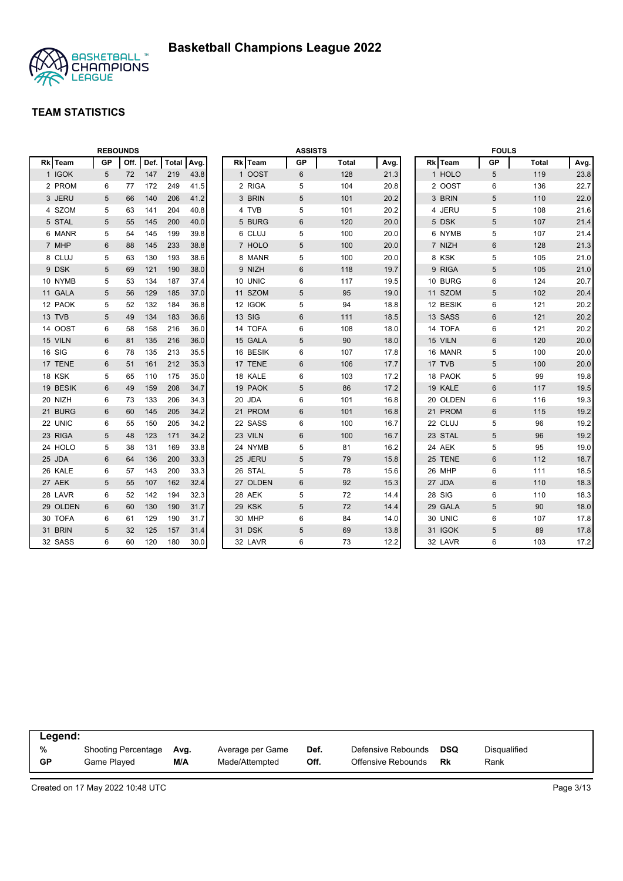# Basketball Champions League 2022

## TEAM STATISTICS

### REBOUNDS

| Rk | Team | GP | Off. | Def. | Total | Avg. |
|---|---|---|---|---|---|---|
| 1 | IGOK | 5 | 72 | 147 | 219 | 43.8 |
| 2 | PROM | 6 | 77 | 172 | 249 | 41.5 |
| 3 | JERU | 5 | 66 | 140 | 206 | 41.2 |
| 4 | SZOM | 5 | 63 | 141 | 204 | 40.8 |
| 5 | STAL | 5 | 55 | 145 | 200 | 40.0 |
| 6 | MANR | 5 | 54 | 145 | 199 | 39.8 |
| 7 | MHP | 6 | 88 | 145 | 233 | 38.8 |
| 8 | CLUJ | 5 | 63 | 130 | 193 | 38.6 |
| 9 | DSK | 5 | 69 | 121 | 190 | 38.0 |
| 10 | NYMB | 5 | 53 | 134 | 187 | 37.4 |
| 11 | GALA | 5 | 56 | 129 | 185 | 37.0 |
| 12 | PAOK | 5 | 52 | 132 | 184 | 36.8 |
| 13 | TVB | 5 | 49 | 134 | 183 | 36.6 |
| 14 | OOST | 6 | 58 | 158 | 216 | 36.0 |
| 15 | VILN | 6 | 81 | 135 | 216 | 36.0 |
| 16 | SIG | 6 | 78 | 135 | 213 | 35.5 |
| 17 | TENE | 6 | 51 | 161 | 212 | 35.3 |
| 18 | KSK | 5 | 65 | 110 | 175 | 35.0 |
| 19 | BESIK | 6 | 49 | 159 | 208 | 34.7 |
| 20 | NIZH | 6 | 73 | 133 | 206 | 34.3 |
| 21 | BURG | 6 | 60 | 145 | 205 | 34.2 |
| 22 | UNIC | 6 | 55 | 150 | 205 | 34.2 |
| 23 | RIGA | 5 | 48 | 123 | 171 | 34.2 |
| 24 | HOLO | 5 | 38 | 131 | 169 | 33.8 |
| 25 | JDA | 6 | 64 | 136 | 200 | 33.3 |
| 26 | KALE | 6 | 57 | 143 | 200 | 33.3 |
| 27 | AEK | 5 | 55 | 107 | 162 | 32.4 |
| 28 | LAVR | 6 | 52 | 142 | 194 | 32.3 |
| 29 | OLDEN | 6 | 60 | 130 | 190 | 31.7 |
| 30 | TOFA | 6 | 61 | 129 | 190 | 31.7 |
| 31 | BRIN | 5 | 32 | 125 | 157 | 31.4 |
| 32 | SASS | 6 | 60 | 120 | 180 | 30.0 |

### ASSISTS

| Rk | Team | GP | Total | Avg. |
|---|---|---|---|---|
| 1 | OOST | 6 | 128 | 21.3 |
| 2 | RIGA | 5 | 104 | 20.8 |
| 3 | BRIN | 5 | 101 | 20.2 |
| 4 | TVB | 5 | 101 | 20.2 |
| 5 | BURG | 6 | 120 | 20.0 |
| 6 | CLUJ | 5 | 100 | 20.0 |
| 7 | HOLO | 5 | 100 | 20.0 |
| 8 | MANR | 5 | 100 | 20.0 |
| 9 | NIZH | 6 | 118 | 19.7 |
| 10 | UNIC | 6 | 117 | 19.5 |
| 11 | SZOM | 5 | 95 | 19.0 |
| 12 | IGOK | 5 | 94 | 18.8 |
| 13 | SIG | 6 | 111 | 18.5 |
| 14 | TOFA | 6 | 108 | 18.0 |
| 15 | GALA | 5 | 90 | 18.0 |
| 16 | BESIK | 6 | 107 | 17.8 |
| 17 | TENE | 6 | 106 | 17.7 |
| 18 | KALE | 6 | 103 | 17.2 |
| 19 | PAOK | 5 | 86 | 17.2 |
| 20 | JDA | 6 | 101 | 16.8 |
| 21 | PROM | 6 | 101 | 16.8 |
| 22 | SASS | 6 | 100 | 16.7 |
| 23 | VILN | 6 | 100 | 16.7 |
| 24 | NYMB | 5 | 81 | 16.2 |
| 25 | JERU | 5 | 79 | 15.8 |
| 26 | STAL | 5 | 78 | 15.6 |
| 27 | OLDEN | 6 | 92 | 15.3 |
| 28 | AEK | 5 | 72 | 14.4 |
| 29 | KSK | 5 | 72 | 14.4 |
| 30 | MHP | 6 | 84 | 14.0 |
| 31 | DSK | 5 | 69 | 13.8 |
| 32 | LAVR | 6 | 73 | 12.2 |

### FOULS

| Rk | Team | GP | Total | Avg. |
|---|---|---|---|---|
| 1 | HOLO | 5 | 119 | 23.8 |
| 2 | OOST | 6 | 136 | 22.7 |
| 3 | BRIN | 5 | 110 | 22.0 |
| 4 | JERU | 5 | 108 | 21.6 |
| 5 | DSK | 5 | 107 | 21.4 |
| 6 | NYMB | 5 | 107 | 21.4 |
| 7 | NIZH | 6 | 128 | 21.3 |
| 8 | KSK | 5 | 105 | 21.0 |
| 9 | RIGA | 5 | 105 | 21.0 |
| 10 | BURG | 6 | 124 | 20.7 |
| 11 | SZOM | 5 | 102 | 20.4 |
| 12 | BESIK | 6 | 121 | 20.2 |
| 13 | SASS | 6 | 121 | 20.2 |
| 14 | TOFA | 6 | 121 | 20.2 |
| 15 | VILN | 6 | 120 | 20.0 |
| 16 | MANR | 5 | 100 | 20.0 |
| 17 | TVB | 5 | 100 | 20.0 |
| 18 | PAOK | 5 | 99 | 19.8 |
| 19 | KALE | 6 | 117 | 19.5 |
| 20 | OLDEN | 6 | 116 | 19.3 |
| 21 | PROM | 6 | 115 | 19.2 |
| 22 | CLUJ | 5 | 96 | 19.2 |
| 23 | STAL | 5 | 96 | 19.2 |
| 24 | AEK | 5 | 95 | 19.0 |
| 25 | TENE | 6 | 112 | 18.7 |
| 26 | MHP | 6 | 111 | 18.5 |
| 27 | JDA | 6 | 110 | 18.3 |
| 28 | SIG | 6 | 110 | 18.3 |
| 29 | GALA | 5 | 90 | 18.0 |
| 30 | UNIC | 6 | 107 | 17.8 |
| 31 | IGOK | 5 | 89 | 17.8 |
| 32 | LAVR | 6 | 103 | 17.2 |

**Legend:**

| | | | | | | | |
|---|---|---|---|---|---|---|---|
| **%** | Shooting Percentage | **Avg.** | Average per Game | **Def.** | Defensive Rebounds | **DSQ** | Disqualified |
| **GP** | Game Played | **M/A** | Made/Attempted | **Off.** | Offensive Rebounds | **Rk** | Rank |

Created on 17 May 2022 10:48 UTC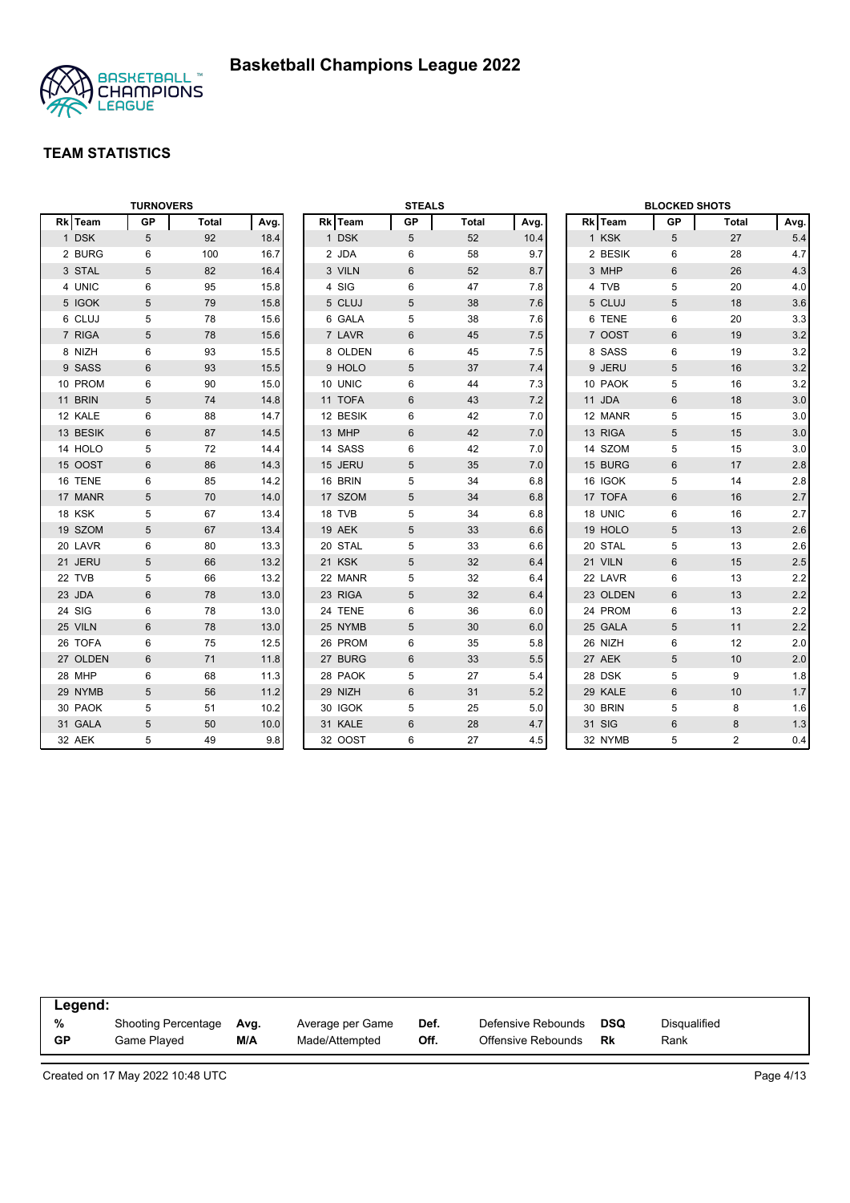# Basketball Champions League 2022

## TEAM STATISTICS

### TURNOVERS

| Rk | Team | GP | Total | Avg. |
|---|---|---|---|---|
| 1 | DSK | 5 | 92 | 18.4 |
| 2 | BURG | 6 | 100 | 16.7 |
| 3 | STAL | 5 | 82 | 16.4 |
| 4 | UNIC | 6 | 95 | 15.8 |
| 5 | IGOK | 5 | 79 | 15.8 |
| 6 | CLUJ | 5 | 78 | 15.6 |
| 7 | RIGA | 5 | 78 | 15.6 |
| 8 | NIZH | 6 | 93 | 15.5 |
| 9 | SASS | 6 | 93 | 15.5 |
| 10 | PROM | 6 | 90 | 15.0 |
| 11 | BRIN | 5 | 74 | 14.8 |
| 12 | KALE | 6 | 88 | 14.7 |
| 13 | BESIK | 6 | 87 | 14.5 |
| 14 | HOLO | 5 | 72 | 14.4 |
| 15 | OOST | 6 | 86 | 14.3 |
| 16 | TENE | 6 | 85 | 14.2 |
| 17 | MANR | 5 | 70 | 14.0 |
| 18 | KSK | 5 | 67 | 13.4 |
| 19 | SZOM | 5 | 67 | 13.4 |
| 20 | LAVR | 6 | 80 | 13.3 |
| 21 | JERU | 5 | 66 | 13.2 |
| 22 | TVB | 5 | 66 | 13.2 |
| 23 | JDA | 6 | 78 | 13.0 |
| 24 | SIG | 6 | 78 | 13.0 |
| 25 | VILN | 6 | 78 | 13.0 |
| 26 | TOFA | 6 | 75 | 12.5 |
| 27 | OLDEN | 6 | 71 | 11.8 |
| 28 | MHP | 6 | 68 | 11.3 |
| 29 | NYMB | 5 | 56 | 11.2 |
| 30 | PAOK | 5 | 51 | 10.2 |
| 31 | GALA | 5 | 50 | 10.0 |
| 32 | AEK | 5 | 49 | 9.8 |

### STEALS

| Rk | Team | GP | Total | Avg. |
|---|---|---|---|---|
| 1 | DSK | 5 | 52 | 10.4 |
| 2 | JDA | 6 | 58 | 9.7 |
| 3 | VILN | 6 | 52 | 8.7 |
| 4 | SIG | 6 | 47 | 7.8 |
| 5 | CLUJ | 5 | 38 | 7.6 |
| 6 | GALA | 5 | 38 | 7.6 |
| 7 | LAVR | 6 | 45 | 7.5 |
| 8 | OLDEN | 6 | 45 | 7.5 |
| 9 | HOLO | 5 | 37 | 7.4 |
| 10 | UNIC | 6 | 44 | 7.3 |
| 11 | TOFA | 6 | 43 | 7.2 |
| 12 | BESIK | 6 | 42 | 7.0 |
| 13 | MHP | 6 | 42 | 7.0 |
| 14 | SASS | 6 | 42 | 7.0 |
| 15 | JERU | 5 | 35 | 7.0 |
| 16 | BRIN | 5 | 34 | 6.8 |
| 17 | SZOM | 5 | 34 | 6.8 |
| 18 | TVB | 5 | 34 | 6.8 |
| 19 | AEK | 5 | 33 | 6.6 |
| 20 | STAL | 5 | 33 | 6.6 |
| 21 | KSK | 5 | 32 | 6.4 |
| 22 | MANR | 5 | 32 | 6.4 |
| 23 | RIGA | 5 | 32 | 6.4 |
| 24 | TENE | 6 | 36 | 6.0 |
| 25 | NYMB | 5 | 30 | 6.0 |
| 26 | PROM | 6 | 35 | 5.8 |
| 27 | BURG | 6 | 33 | 5.5 |
| 28 | PAOK | 5 | 27 | 5.4 |
| 29 | NIZH | 6 | 31 | 5.2 |
| 30 | IGOK | 5 | 25 | 5.0 |
| 31 | KALE | 6 | 28 | 4.7 |
| 32 | OOST | 6 | 27 | 4.5 |

### BLOCKED SHOTS

| Rk | Team | GP | Total | Avg. |
|---|---|---|---|---|
| 1 | KSK | 5 | 27 | 5.4 |
| 2 | BESIK | 6 | 28 | 4.7 |
| 3 | MHP | 6 | 26 | 4.3 |
| 4 | TVB | 5 | 20 | 4.0 |
| 5 | CLUJ | 5 | 18 | 3.6 |
| 6 | TENE | 6 | 20 | 3.3 |
| 7 | OOST | 6 | 19 | 3.2 |
| 8 | SASS | 6 | 19 | 3.2 |
| 9 | JERU | 5 | 16 | 3.2 |
| 10 | PAOK | 5 | 16 | 3.2 |
| 11 | JDA | 6 | 18 | 3.0 |
| 12 | MANR | 5 | 15 | 3.0 |
| 13 | RIGA | 5 | 15 | 3.0 |
| 14 | SZOM | 5 | 15 | 3.0 |
| 15 | BURG | 6 | 17 | 2.8 |
| 16 | IGOK | 5 | 14 | 2.8 |
| 17 | TOFA | 6 | 16 | 2.7 |
| 18 | UNIC | 6 | 16 | 2.7 |
| 19 | HOLO | 5 | 13 | 2.6 |
| 20 | STAL | 5 | 13 | 2.6 |
| 21 | VILN | 6 | 15 | 2.5 |
| 22 | LAVR | 6 | 13 | 2.2 |
| 23 | OLDEN | 6 | 13 | 2.2 |
| 24 | PROM | 6 | 13 | 2.2 |
| 25 | GALA | 5 | 11 | 2.2 |
| 26 | NIZH | 6 | 12 | 2.0 |
| 27 | AEK | 5 | 10 | 2.0 |
| 28 | DSK | 5 | 9 | 1.8 |
| 29 | KALE | 6 | 10 | 1.7 |
| 30 | BRIN | 5 | 8 | 1.6 |
| 31 | SIG | 6 | 8 | 1.3 |
| 32 | NYMB | 5 | 2 | 0.4 |

**Legend:**

| | | | | | | | |
|---|---|---|---|---|---|---|---|
| % | Shooting Percentage | Avg. | Average per Game | Def. | Defensive Rebounds | DSQ | Disqualified |
| GP | Game Played | M/A | Made/Attempted | Off. | Offensive Rebounds | Rk | Rank |

Created on 17 May 2022 10:48 UTC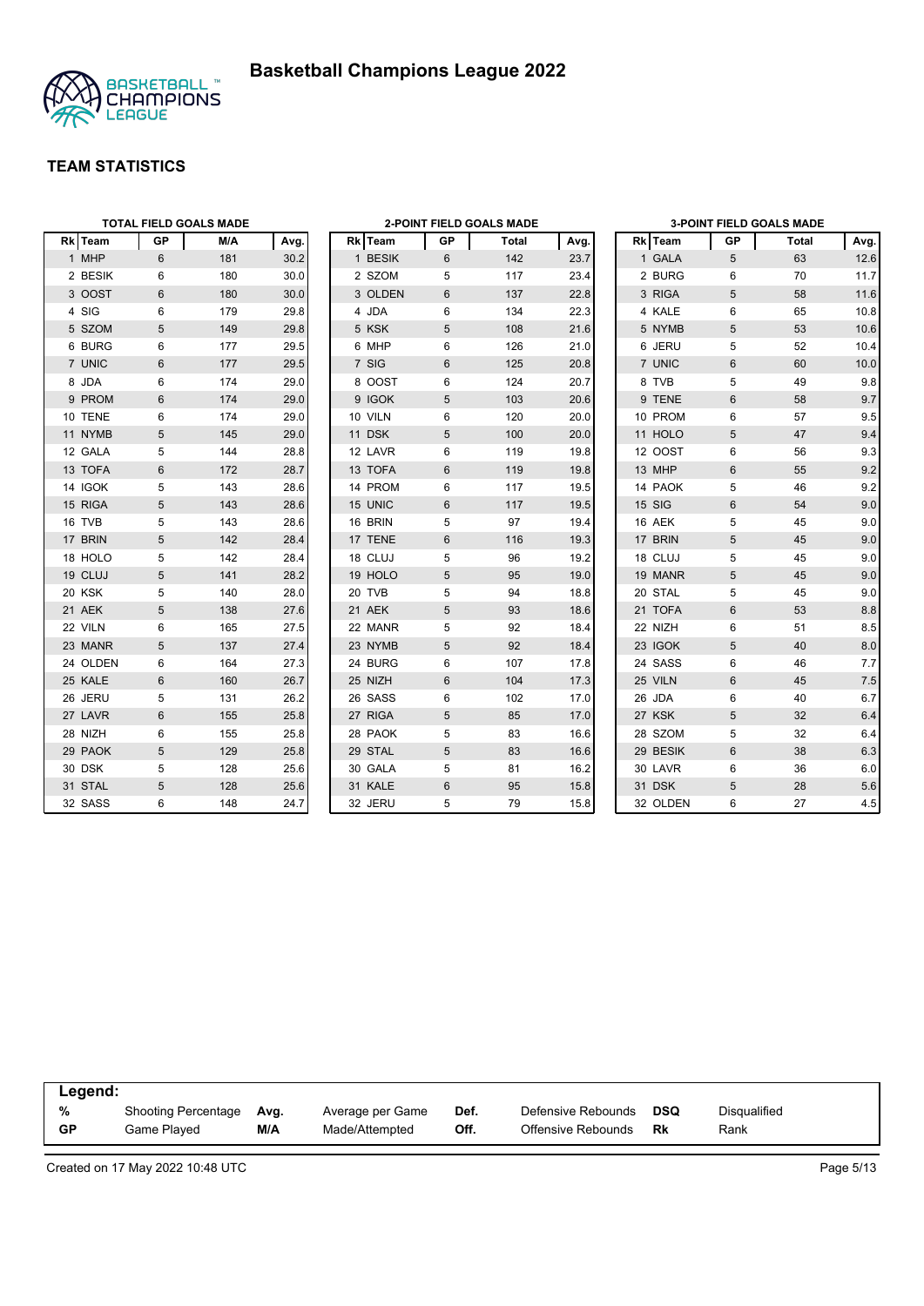# Basketball Champions League 2022

## TEAM STATISTICS

### TOTAL FIELD GOALS MADE

| Rk | Team | GP | M/A | Avg. |
|---|---|---|---|---|
| 1 | MHP | 6 | 181 | 30.2 |
| 2 | BESIK | 6 | 180 | 30.0 |
| 3 | OOST | 6 | 180 | 30.0 |
| 4 | SIG | 6 | 179 | 29.8 |
| 5 | SZOM | 5 | 149 | 29.8 |
| 6 | BURG | 6 | 177 | 29.5 |
| 7 | UNIC | 6 | 177 | 29.5 |
| 8 | JDA | 6 | 174 | 29.0 |
| 9 | PROM | 6 | 174 | 29.0 |
| 10 | TENE | 6 | 174 | 29.0 |
| 11 | NYMB | 5 | 145 | 29.0 |
| 12 | GALA | 5 | 144 | 28.8 |
| 13 | TOFA | 6 | 172 | 28.7 |
| 14 | IGOK | 5 | 143 | 28.6 |
| 15 | RIGA | 5 | 143 | 28.6 |
| 16 | TVB | 5 | 143 | 28.6 |
| 17 | BRIN | 5 | 142 | 28.4 |
| 18 | HOLO | 5 | 142 | 28.4 |
| 19 | CLUJ | 5 | 141 | 28.2 |
| 20 | KSK | 5 | 140 | 28.0 |
| 21 | AEK | 5 | 138 | 27.6 |
| 22 | VILN | 6 | 165 | 27.5 |
| 23 | MANR | 5 | 137 | 27.4 |
| 24 | OLDEN | 6 | 164 | 27.3 |
| 25 | KALE | 6 | 160 | 26.7 |
| 26 | JERU | 5 | 131 | 26.2 |
| 27 | LAVR | 6 | 155 | 25.8 |
| 28 | NIZH | 6 | 155 | 25.8 |
| 29 | PAOK | 5 | 129 | 25.8 |
| 30 | DSK | 5 | 128 | 25.6 |
| 31 | STAL | 5 | 128 | 25.6 |
| 32 | SASS | 6 | 148 | 24.7 |

### 2-POINT FIELD GOALS MADE

| Rk | Team | GP | Total | Avg. |
|---|---|---|---|---|
| 1 | BESIK | 6 | 142 | 23.7 |
| 2 | SZOM | 5 | 117 | 23.4 |
| 3 | OLDEN | 6 | 137 | 22.8 |
| 4 | JDA | 6 | 134 | 22.3 |
| 5 | KSK | 5 | 108 | 21.6 |
| 6 | MHP | 6 | 126 | 21.0 |
| 7 | SIG | 6 | 125 | 20.8 |
| 8 | OOST | 6 | 124 | 20.7 |
| 9 | IGOK | 5 | 103 | 20.6 |
| 10 | VILN | 6 | 120 | 20.0 |
| 11 | DSK | 5 | 100 | 20.0 |
| 12 | LAVR | 6 | 119 | 19.8 |
| 13 | TOFA | 6 | 119 | 19.8 |
| 14 | PROM | 6 | 117 | 19.5 |
| 15 | UNIC | 6 | 117 | 19.5 |
| 16 | BRIN | 5 | 97 | 19.4 |
| 17 | TENE | 6 | 116 | 19.3 |
| 18 | CLUJ | 5 | 96 | 19.2 |
| 19 | HOLO | 5 | 95 | 19.0 |
| 20 | TVB | 5 | 94 | 18.8 |
| 21 | AEK | 5 | 93 | 18.6 |
| 22 | MANR | 5 | 92 | 18.4 |
| 23 | NYMB | 5 | 92 | 18.4 |
| 24 | BURG | 6 | 107 | 17.8 |
| 25 | NIZH | 6 | 104 | 17.3 |
| 26 | SASS | 6 | 102 | 17.0 |
| 27 | RIGA | 5 | 85 | 17.0 |
| 28 | PAOK | 5 | 83 | 16.6 |
| 29 | STAL | 5 | 83 | 16.6 |
| 30 | GALA | 5 | 81 | 16.2 |
| 31 | KALE | 6 | 95 | 15.8 |
| 32 | JERU | 5 | 79 | 15.8 |

### 3-POINT FIELD GOALS MADE

| Rk | Team | GP | Total | Avg. |
|---|---|---|---|---|
| 1 | GALA | 5 | 63 | 12.6 |
| 2 | BURG | 6 | 70 | 11.7 |
| 3 | RIGA | 5 | 58 | 11.6 |
| 4 | KALE | 6 | 65 | 10.8 |
| 5 | NYMB | 5 | 53 | 10.6 |
| 6 | JERU | 5 | 52 | 10.4 |
| 7 | UNIC | 6 | 60 | 10.0 |
| 8 | TVB | 5 | 49 | 9.8 |
| 9 | TENE | 6 | 58 | 9.7 |
| 10 | PROM | 6 | 57 | 9.5 |
| 11 | HOLO | 5 | 47 | 9.4 |
| 12 | OOST | 6 | 56 | 9.3 |
| 13 | MHP | 6 | 55 | 9.2 |
| 14 | PAOK | 5 | 46 | 9.2 |
| 15 | SIG | 6 | 54 | 9.0 |
| 16 | AEK | 5 | 45 | 9.0 |
| 17 | BRIN | 5 | 45 | 9.0 |
| 18 | CLUJ | 5 | 45 | 9.0 |
| 19 | MANR | 5 | 45 | 9.0 |
| 20 | STAL | 5 | 45 | 9.0 |
| 21 | TOFA | 6 | 53 | 8.8 |
| 22 | NIZH | 6 | 51 | 8.5 |
| 23 | IGOK | 5 | 40 | 8.0 |
| 24 | SASS | 6 | 46 | 7.7 |
| 25 | VILN | 6 | 45 | 7.5 |
| 26 | JDA | 6 | 40 | 6.7 |
| 27 | KSK | 5 | 32 | 6.4 |
| 28 | SZOM | 5 | 32 | 6.4 |
| 29 | BESIK | 6 | 38 | 6.3 |
| 30 | LAVR | 6 | 36 | 6.0 |
| 31 | DSK | 5 | 28 | 5.6 |
| 32 | OLDEN | 6 | 27 | 4.5 |

**Legend:**

| | | | | | | | |
|---|---|---|---|---|---|---|---|
| **%** | Shooting Percentage | **Avg.** | Average per Game | **Def.** | Defensive Rebounds | **DSQ** | Disqualified |
| **GP** | Game Played | **M/A** | Made/Attempted | **Off.** | Offensive Rebounds | **Rk** | Rank |

Created on 17 May 2022 10:48 UTC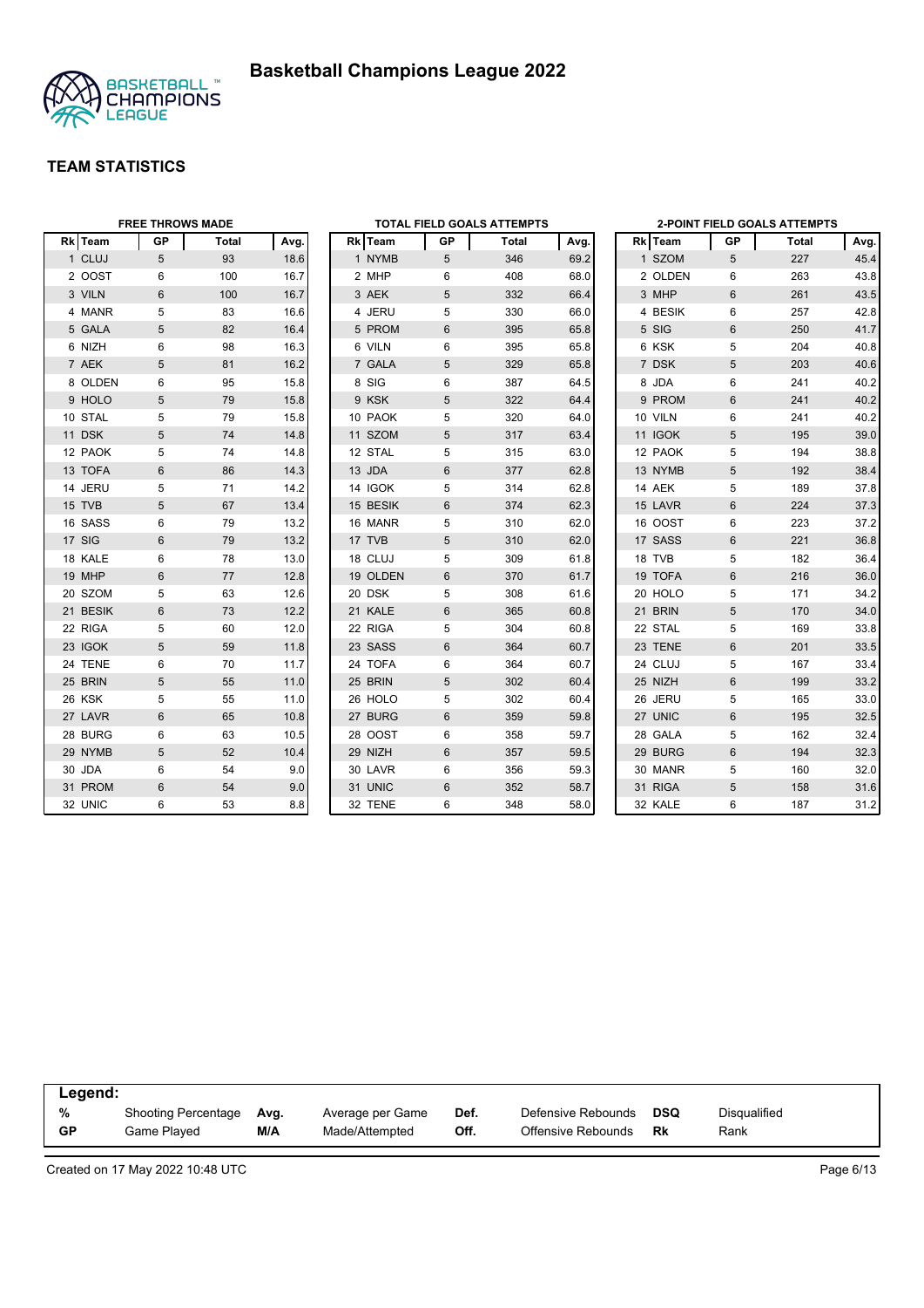# Basketball Champions League 2022

## TEAM STATISTICS

### FREE THROWS MADE

| Rk | Team | GP | Total | Avg. |
|---|---|---|---|---|
| 1 | CLUJ | 5 | 93 | 18.6 |
| 2 | OOST | 6 | 100 | 16.7 |
| 3 | VILN | 6 | 100 | 16.7 |
| 4 | MANR | 5 | 83 | 16.6 |
| 5 | GALA | 5 | 82 | 16.4 |
| 6 | NIZH | 6 | 98 | 16.3 |
| 7 | AEK | 5 | 81 | 16.2 |
| 8 | OLDEN | 6 | 95 | 15.8 |
| 9 | HOLO | 5 | 79 | 15.8 |
| 10 | STAL | 5 | 79 | 15.8 |
| 11 | DSK | 5 | 74 | 14.8 |
| 12 | PAOK | 5 | 74 | 14.8 |
| 13 | TOFA | 6 | 86 | 14.3 |
| 14 | JERU | 5 | 71 | 14.2 |
| 15 | TVB | 5 | 67 | 13.4 |
| 16 | SASS | 6 | 79 | 13.2 |
| 17 | SIG | 6 | 79 | 13.2 |
| 18 | KALE | 6 | 78 | 13.0 |
| 19 | MHP | 6 | 77 | 12.8 |
| 20 | SZOM | 5 | 63 | 12.6 |
| 21 | BESIK | 6 | 73 | 12.2 |
| 22 | RIGA | 5 | 60 | 12.0 |
| 23 | IGOK | 5 | 59 | 11.8 |
| 24 | TENE | 6 | 70 | 11.7 |
| 25 | BRIN | 5 | 55 | 11.0 |
| 26 | KSK | 5 | 55 | 11.0 |
| 27 | LAVR | 6 | 65 | 10.8 |
| 28 | BURG | 6 | 63 | 10.5 |
| 29 | NYMB | 5 | 52 | 10.4 |
| 30 | JDA | 6 | 54 | 9.0 |
| 31 | PROM | 6 | 54 | 9.0 |
| 32 | UNIC | 6 | 53 | 8.8 |

### TOTAL FIELD GOALS ATTEMPTS

| Rk | Team | GP | Total | Avg. |
|---|---|---|---|---|
| 1 | NYMB | 5 | 346 | 69.2 |
| 2 | MHP | 6 | 408 | 68.0 |
| 3 | AEK | 5 | 332 | 66.4 |
| 4 | JERU | 5 | 330 | 66.0 |
| 5 | PROM | 6 | 395 | 65.8 |
| 6 | VILN | 6 | 395 | 65.8 |
| 7 | GALA | 5 | 329 | 65.8 |
| 8 | SIG | 6 | 387 | 64.5 |
| 9 | KSK | 5 | 322 | 64.4 |
| 10 | PAOK | 5 | 320 | 64.0 |
| 11 | SZOM | 5 | 317 | 63.4 |
| 12 | STAL | 5 | 315 | 63.0 |
| 13 | JDA | 6 | 377 | 62.8 |
| 14 | IGOK | 5 | 314 | 62.8 |
| 15 | BESIK | 6 | 374 | 62.3 |
| 16 | MANR | 5 | 310 | 62.0 |
| 17 | TVB | 5 | 310 | 62.0 |
| 18 | CLUJ | 5 | 309 | 61.8 |
| 19 | OLDEN | 6 | 370 | 61.7 |
| 20 | DSK | 5 | 308 | 61.6 |
| 21 | KALE | 6 | 365 | 60.8 |
| 22 | RIGA | 5 | 304 | 60.8 |
| 23 | SASS | 6 | 364 | 60.7 |
| 24 | TOFA | 6 | 364 | 60.7 |
| 25 | BRIN | 5 | 302 | 60.4 |
| 26 | HOLO | 5 | 302 | 60.4 |
| 27 | BURG | 6 | 359 | 59.8 |
| 28 | OOST | 6 | 358 | 59.7 |
| 29 | NIZH | 6 | 357 | 59.5 |
| 30 | LAVR | 6 | 356 | 59.3 |
| 31 | UNIC | 6 | 352 | 58.7 |
| 32 | TENE | 6 | 348 | 58.0 |

### 2-POINT FIELD GOALS ATTEMPTS

| Rk | Team | GP | Total | Avg. |
|---|---|---|---|---|
| 1 | SZOM | 5 | 227 | 45.4 |
| 2 | OLDEN | 6 | 263 | 43.8 |
| 3 | MHP | 6 | 261 | 43.5 |
| 4 | BESIK | 6 | 257 | 42.8 |
| 5 | SIG | 6 | 250 | 41.7 |
| 6 | KSK | 5 | 204 | 40.8 |
| 7 | DSK | 5 | 203 | 40.6 |
| 8 | JDA | 6 | 241 | 40.2 |
| 9 | PROM | 6 | 241 | 40.2 |
| 10 | VILN | 6 | 241 | 40.2 |
| 11 | IGOK | 5 | 195 | 39.0 |
| 12 | PAOK | 5 | 194 | 38.8 |
| 13 | NYMB | 5 | 192 | 38.4 |
| 14 | AEK | 5 | 189 | 37.8 |
| 15 | LAVR | 6 | 224 | 37.3 |
| 16 | OOST | 6 | 223 | 37.2 |
| 17 | SASS | 6 | 221 | 36.8 |
| 18 | TVB | 5 | 182 | 36.4 |
| 19 | TOFA | 6 | 216 | 36.0 |
| 20 | HOLO | 5 | 171 | 34.2 |
| 21 | BRIN | 5 | 170 | 34.0 |
| 22 | STAL | 5 | 169 | 33.8 |
| 23 | TENE | 6 | 201 | 33.5 |
| 24 | CLUJ | 5 | 167 | 33.4 |
| 25 | NIZH | 6 | 199 | 33.2 |
| 26 | JERU | 5 | 165 | 33.0 |
| 27 | UNIC | 6 | 195 | 32.5 |
| 28 | GALA | 5 | 162 | 32.4 |
| 29 | BURG | 6 | 194 | 32.3 |
| 30 | MANR | 5 | 160 | 32.0 |
| 31 | RIGA | 5 | 158 | 31.6 |
| 32 | KALE | 6 | 187 | 31.2 |

**Legend:**

| | | | | | | | |
|---|---|---|---|---|---|---|---|
| **%** | Shooting Percentage | **Avg.** | Average per Game | **Def.** | Defensive Rebounds | **DSQ** | Disqualified |
| **GP** | Game Played | **M/A** | Made/Attempted | **Off.** | Offensive Rebounds | **Rk** | Rank |

Created on 17 May 2022 10:48 UTC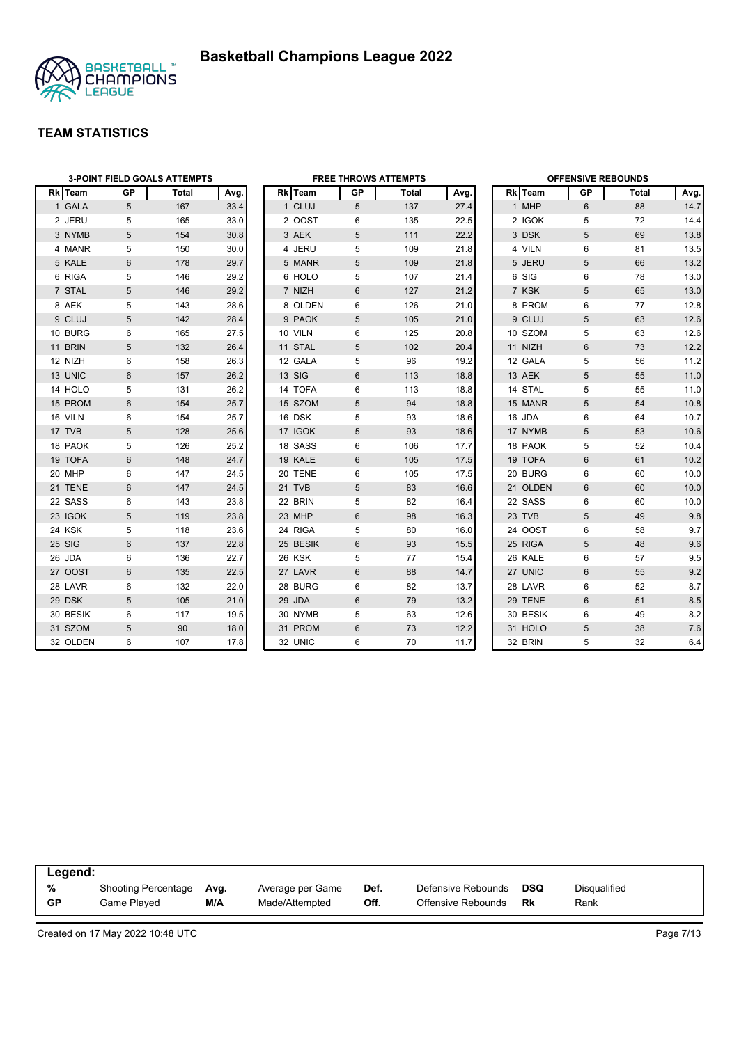# Basketball Champions League 2022

## TEAM STATISTICS

### 3-POINT FIELD GOALS ATTEMPTS

| Rk | Team | GP | Total | Avg. |
|---|---|---|---|---|
| 1 | GALA | 5 | 167 | 33.4 |
| 2 | JERU | 5 | 165 | 33.0 |
| 3 | NYMB | 5 | 154 | 30.8 |
| 4 | MANR | 5 | 150 | 30.0 |
| 5 | KALE | 6 | 178 | 29.7 |
| 6 | RIGA | 5 | 146 | 29.2 |
| 7 | STAL | 5 | 146 | 29.2 |
| 8 | AEK | 5 | 143 | 28.6 |
| 9 | CLUJ | 5 | 142 | 28.4 |
| 10 | BURG | 6 | 165 | 27.5 |
| 11 | BRIN | 5 | 132 | 26.4 |
| 12 | NIZH | 6 | 158 | 26.3 |
| 13 | UNIC | 6 | 157 | 26.2 |
| 14 | HOLO | 5 | 131 | 26.2 |
| 15 | PROM | 6 | 154 | 25.7 |
| 16 | VILN | 6 | 154 | 25.7 |
| 17 | TVB | 5 | 128 | 25.6 |
| 18 | PAOK | 5 | 126 | 25.2 |
| 19 | TOFA | 6 | 148 | 24.7 |
| 20 | MHP | 6 | 147 | 24.5 |
| 21 | TENE | 6 | 147 | 24.5 |
| 22 | SASS | 6 | 143 | 23.8 |
| 23 | IGOK | 5 | 119 | 23.8 |
| 24 | KSK | 5 | 118 | 23.6 |
| 25 | SIG | 6 | 137 | 22.8 |
| 26 | JDA | 6 | 136 | 22.7 |
| 27 | OOST | 6 | 135 | 22.5 |
| 28 | LAVR | 6 | 132 | 22.0 |
| 29 | DSK | 5 | 105 | 21.0 |
| 30 | BESIK | 6 | 117 | 19.5 |
| 31 | SZOM | 5 | 90 | 18.0 |
| 32 | OLDEN | 6 | 107 | 17.8 |

### FREE THROWS ATTEMPTS

| Rk | Team | GP | Total | Avg. |
|---|---|---|---|---|
| 1 | CLUJ | 5 | 137 | 27.4 |
| 2 | OOST | 6 | 135 | 22.5 |
| 3 | AEK | 5 | 111 | 22.2 |
| 4 | JERU | 5 | 109 | 21.8 |
| 5 | MANR | 5 | 109 | 21.8 |
| 6 | HOLO | 5 | 107 | 21.4 |
| 7 | NIZH | 6 | 127 | 21.2 |
| 8 | OLDEN | 6 | 126 | 21.0 |
| 9 | PAOK | 5 | 105 | 21.0 |
| 10 | VILN | 6 | 125 | 20.8 |
| 11 | STAL | 5 | 102 | 20.4 |
| 12 | GALA | 5 | 96 | 19.2 |
| 13 | SIG | 6 | 113 | 18.8 |
| 14 | TOFA | 6 | 113 | 18.8 |
| 15 | SZOM | 5 | 94 | 18.8 |
| 16 | DSK | 5 | 93 | 18.6 |
| 17 | IGOK | 5 | 93 | 18.6 |
| 18 | SASS | 6 | 106 | 17.7 |
| 19 | KALE | 6 | 105 | 17.5 |
| 20 | TENE | 6 | 105 | 17.5 |
| 21 | TVB | 5 | 83 | 16.6 |
| 22 | BRIN | 5 | 82 | 16.4 |
| 23 | MHP | 6 | 98 | 16.3 |
| 24 | RIGA | 5 | 80 | 16.0 |
| 25 | BESIK | 6 | 93 | 15.5 |
| 26 | KSK | 5 | 77 | 15.4 |
| 27 | LAVR | 6 | 88 | 14.7 |
| 28 | BURG | 6 | 82 | 13.7 |
| 29 | JDA | 6 | 79 | 13.2 |
| 30 | NYMB | 5 | 63 | 12.6 |
| 31 | PROM | 6 | 73 | 12.2 |
| 32 | UNIC | 6 | 70 | 11.7 |

### OFFENSIVE REBOUNDS

| Rk | Team | GP | Total | Avg. |
|---|---|---|---|---|
| 1 | MHP | 6 | 88 | 14.7 |
| 2 | IGOK | 5 | 72 | 14.4 |
| 3 | DSK | 5 | 69 | 13.8 |
| 4 | VILN | 6 | 81 | 13.5 |
| 5 | JERU | 5 | 66 | 13.2 |
| 6 | SIG | 6 | 78 | 13.0 |
| 7 | KSK | 5 | 65 | 13.0 |
| 8 | PROM | 6 | 77 | 12.8 |
| 9 | CLUJ | 5 | 63 | 12.6 |
| 10 | SZOM | 5 | 63 | 12.6 |
| 11 | NIZH | 6 | 73 | 12.2 |
| 12 | GALA | 5 | 56 | 11.2 |
| 13 | AEK | 5 | 55 | 11.0 |
| 14 | STAL | 5 | 55 | 11.0 |
| 15 | MANR | 5 | 54 | 10.8 |
| 16 | JDA | 6 | 64 | 10.7 |
| 17 | NYMB | 5 | 53 | 10.6 |
| 18 | PAOK | 5 | 52 | 10.4 |
| 19 | TOFA | 6 | 61 | 10.2 |
| 20 | BURG | 6 | 60 | 10.0 |
| 21 | OLDEN | 6 | 60 | 10.0 |
| 22 | SASS | 6 | 60 | 10.0 |
| 23 | TVB | 5 | 49 | 9.8 |
| 24 | OOST | 6 | 58 | 9.7 |
| 25 | RIGA | 5 | 48 | 9.6 |
| 26 | KALE | 6 | 57 | 9.5 |
| 27 | UNIC | 6 | 55 | 9.2 |
| 28 | LAVR | 6 | 52 | 8.7 |
| 29 | TENE | 6 | 51 | 8.5 |
| 30 | BESIK | 6 | 49 | 8.2 |
| 31 | HOLO | 5 | 38 | 7.6 |
| 32 | BRIN | 5 | 32 | 6.4 |

**Legend:**

| | | | | | | | |
|---|---|---|---|---|---|---|---|
| % | Shooting Percentage | Avg. | Average per Game | Def. | Defensive Rebounds | DSQ | Disqualified |
| GP | Game Played | M/A | Made/Attempted | Off. | Offensive Rebounds | Rk | Rank |

Created on 17 May 2022 10:48 UTC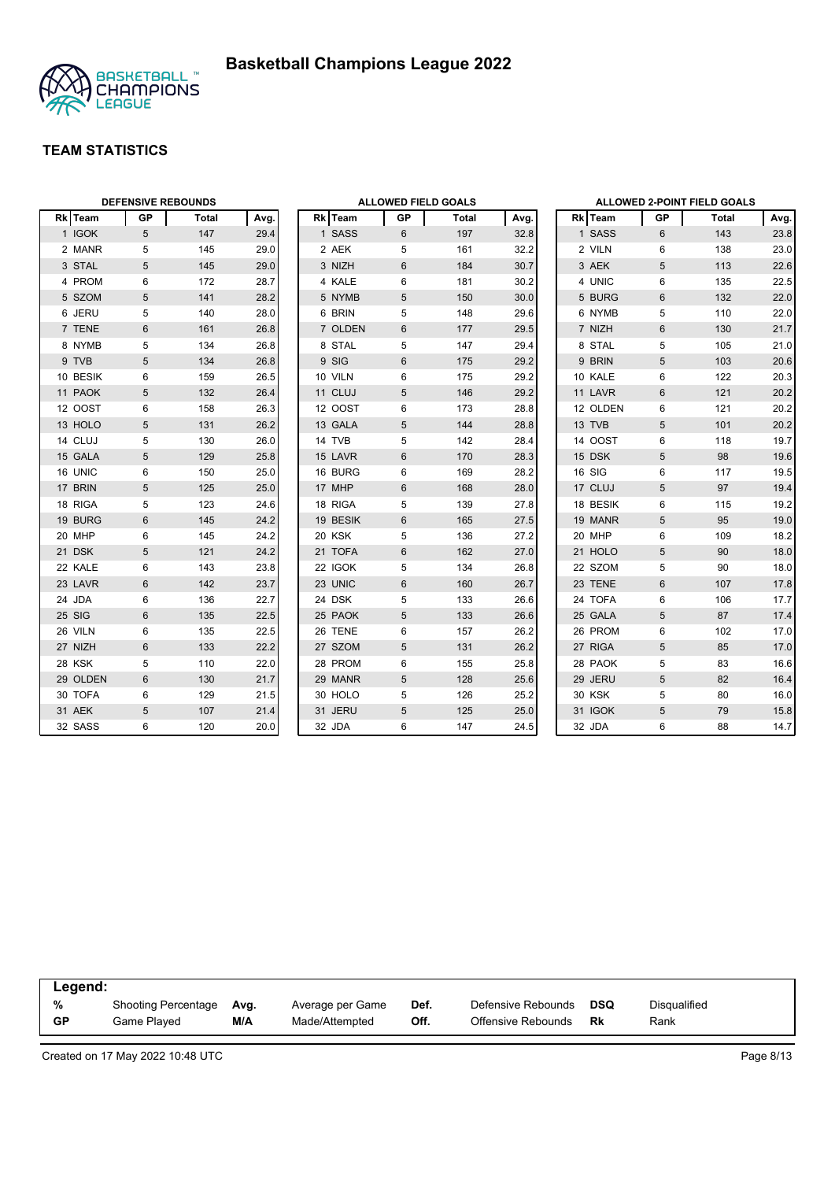# Basketball Champions League 2022

## TEAM STATISTICS

### DEFENSIVE REBOUNDS

| Rk | Team | GP | Total | Avg. |
|---|---|---|---|---|
| 1 | IGOK | 5 | 147 | 29.4 |
| 2 | MANR | 5 | 145 | 29.0 |
| 3 | STAL | 5 | 145 | 29.0 |
| 4 | PROM | 6 | 172 | 28.7 |
| 5 | SZOM | 5 | 141 | 28.2 |
| 6 | JERU | 5 | 140 | 28.0 |
| 7 | TENE | 6 | 161 | 26.8 |
| 8 | NYMB | 5 | 134 | 26.8 |
| 9 | TVB | 5 | 134 | 26.8 |
| 10 | BESIK | 6 | 159 | 26.5 |
| 11 | PAOK | 5 | 132 | 26.4 |
| 12 | OOST | 6 | 158 | 26.3 |
| 13 | HOLO | 5 | 131 | 26.2 |
| 14 | CLUJ | 5 | 130 | 26.0 |
| 15 | GALA | 5 | 129 | 25.8 |
| 16 | UNIC | 6 | 150 | 25.0 |
| 17 | BRIN | 5 | 125 | 25.0 |
| 18 | RIGA | 5 | 123 | 24.6 |
| 19 | BURG | 6 | 145 | 24.2 |
| 20 | MHP | 6 | 145 | 24.2 |
| 21 | DSK | 5 | 121 | 24.2 |
| 22 | KALE | 6 | 143 | 23.8 |
| 23 | LAVR | 6 | 142 | 23.7 |
| 24 | JDA | 6 | 136 | 22.7 |
| 25 | SIG | 6 | 135 | 22.5 |
| 26 | VILN | 6 | 135 | 22.5 |
| 27 | NIZH | 6 | 133 | 22.2 |
| 28 | KSK | 5 | 110 | 22.0 |
| 29 | OLDEN | 6 | 130 | 21.7 |
| 30 | TOFA | 6 | 129 | 21.5 |
| 31 | AEK | 5 | 107 | 21.4 |
| 32 | SASS | 6 | 120 | 20.0 |

### ALLOWED FIELD GOALS

| Rk | Team | GP | Total | Avg. |
|---|---|---|---|---|
| 1 | SASS | 6 | 197 | 32.8 |
| 2 | AEK | 5 | 161 | 32.2 |
| 3 | NIZH | 6 | 184 | 30.7 |
| 4 | KALE | 6 | 181 | 30.2 |
| 5 | NYMB | 5 | 150 | 30.0 |
| 6 | BRIN | 5 | 148 | 29.6 |
| 7 | OLDEN | 6 | 177 | 29.5 |
| 8 | STAL | 5 | 147 | 29.4 |
| 9 | SIG | 6 | 175 | 29.2 |
| 10 | VILN | 6 | 175 | 29.2 |
| 11 | CLUJ | 5 | 146 | 29.2 |
| 12 | OOST | 6 | 173 | 28.8 |
| 13 | GALA | 5 | 144 | 28.8 |
| 14 | TVB | 5 | 142 | 28.4 |
| 15 | LAVR | 6 | 170 | 28.3 |
| 16 | BURG | 6 | 169 | 28.2 |
| 17 | MHP | 6 | 168 | 28.0 |
| 18 | RIGA | 5 | 139 | 27.8 |
| 19 | BESIK | 6 | 165 | 27.5 |
| 20 | KSK | 5 | 136 | 27.2 |
| 21 | TOFA | 6 | 162 | 27.0 |
| 22 | IGOK | 5 | 134 | 26.8 |
| 23 | UNIC | 6 | 160 | 26.7 |
| 24 | DSK | 5 | 133 | 26.6 |
| 25 | PAOK | 5 | 133 | 26.6 |
| 26 | TENE | 6 | 157 | 26.2 |
| 27 | SZOM | 5 | 131 | 26.2 |
| 28 | PROM | 6 | 155 | 25.8 |
| 29 | MANR | 5 | 128 | 25.6 |
| 30 | HOLO | 5 | 126 | 25.2 |
| 31 | JERU | 5 | 125 | 25.0 |
| 32 | JDA | 6 | 147 | 24.5 |

### ALLOWED 2-POINT FIELD GOALS

| Rk | Team | GP | Total | Avg. |
|---|---|---|---|---|
| 1 | SASS | 6 | 143 | 23.8 |
| 2 | VILN | 6 | 138 | 23.0 |
| 3 | AEK | 5 | 113 | 22.6 |
| 4 | UNIC | 6 | 135 | 22.5 |
| 5 | BURG | 6 | 132 | 22.0 |
| 6 | NYMB | 5 | 110 | 22.0 |
| 7 | NIZH | 6 | 130 | 21.7 |
| 8 | STAL | 5 | 105 | 21.0 |
| 9 | BRIN | 5 | 103 | 20.6 |
| 10 | KALE | 6 | 122 | 20.3 |
| 11 | LAVR | 6 | 121 | 20.2 |
| 12 | OLDEN | 6 | 121 | 20.2 |
| 13 | TVB | 5 | 101 | 20.2 |
| 14 | OOST | 6 | 118 | 19.7 |
| 15 | DSK | 5 | 98 | 19.6 |
| 16 | SIG | 6 | 117 | 19.5 |
| 17 | CLUJ | 5 | 97 | 19.4 |
| 18 | BESIK | 6 | 115 | 19.2 |
| 19 | MANR | 5 | 95 | 19.0 |
| 20 | MHP | 6 | 109 | 18.2 |
| 21 | HOLO | 5 | 90 | 18.0 |
| 22 | SZOM | 5 | 90 | 18.0 |
| 23 | TENE | 6 | 107 | 17.8 |
| 24 | TOFA | 6 | 106 | 17.7 |
| 25 | GALA | 5 | 87 | 17.4 |
| 26 | PROM | 6 | 102 | 17.0 |
| 27 | RIGA | 5 | 85 | 17.0 |
| 28 | PAOK | 5 | 83 | 16.6 |
| 29 | JERU | 5 | 82 | 16.4 |
| 30 | KSK | 5 | 80 | 16.0 |
| 31 | IGOK | 5 | 79 | 15.8 |
| 32 | JDA | 6 | 88 | 14.7 |

| Legend: | | | | | | | |
|---|---|---|---|---|---|---|---|
| % | Shooting Percentage | Avg. | Average per Game | Def. | Defensive Rebounds | DSQ | Disqualified |
| GP | Game Played | M/A | Made/Attempted | Off. | Offensive Rebounds | Rk | Rank |

Created on 17 May 2022 10:48 UTC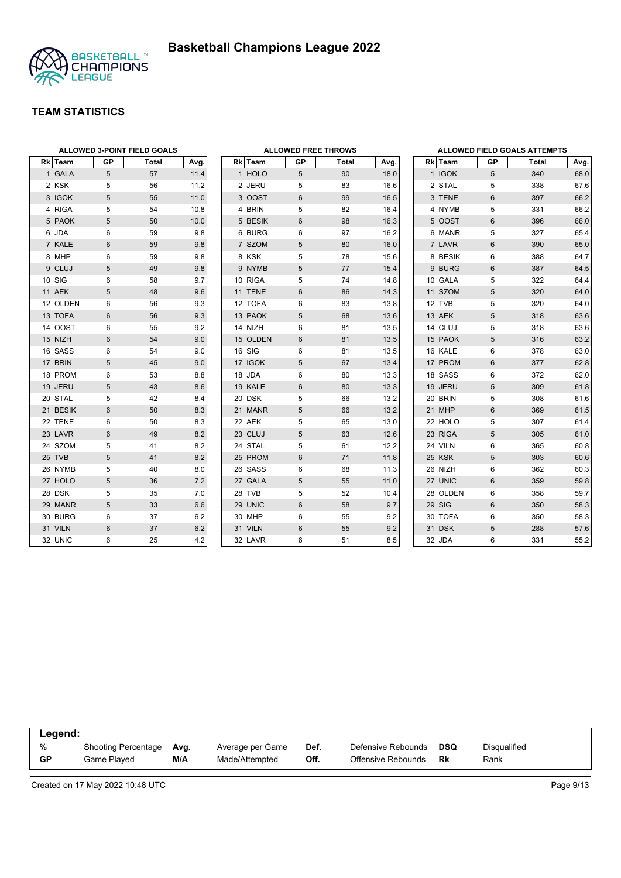# Basketball Champions League 2022

## TEAM STATISTICS

### ALLOWED 3-POINT FIELD GOALS

| Rk | Team | GP | Total | Avg. |
|---|---|---|---|---|
| 1 | GALA | 5 | 57 | 11.4 |
| 2 | KSK | 5 | 56 | 11.2 |
| 3 | IGOK | 5 | 55 | 11.0 |
| 4 | RIGA | 5 | 54 | 10.8 |
| 5 | PAOK | 5 | 50 | 10.0 |
| 6 | JDA | 6 | 59 | 9.8 |
| 7 | KALE | 6 | 59 | 9.8 |
| 8 | MHP | 6 | 59 | 9.8 |
| 9 | CLUJ | 5 | 49 | 9.8 |
| 10 | SIG | 6 | 58 | 9.7 |
| 11 | AEK | 5 | 48 | 9.6 |
| 12 | OLDEN | 6 | 56 | 9.3 |
| 13 | TOFA | 6 | 56 | 9.3 |
| 14 | OOST | 6 | 55 | 9.2 |
| 15 | NIZH | 6 | 54 | 9.0 |
| 16 | SASS | 6 | 54 | 9.0 |
| 17 | BRIN | 5 | 45 | 9.0 |
| 18 | PROM | 6 | 53 | 8.8 |
| 19 | JERU | 5 | 43 | 8.6 |
| 20 | STAL | 5 | 42 | 8.4 |
| 21 | BESIK | 6 | 50 | 8.3 |
| 22 | TENE | 6 | 50 | 8.3 |
| 23 | LAVR | 6 | 49 | 8.2 |
| 24 | SZOM | 5 | 41 | 8.2 |
| 25 | TVB | 5 | 41 | 8.2 |
| 26 | NYMB | 5 | 40 | 8.0 |
| 27 | HOLO | 5 | 36 | 7.2 |
| 28 | DSK | 5 | 35 | 7.0 |
| 29 | MANR | 5 | 33 | 6.6 |
| 30 | BURG | 6 | 37 | 6.2 |
| 31 | VILN | 6 | 37 | 6.2 |
| 32 | UNIC | 6 | 25 | 4.2 |

### ALLOWED FREE THROWS

| Rk | Team | GP | Total | Avg. |
|---|---|---|---|---|
| 1 | HOLO | 5 | 90 | 18.0 |
| 2 | JERU | 5 | 83 | 16.6 |
| 3 | OOST | 6 | 99 | 16.5 |
| 4 | BRIN | 5 | 82 | 16.4 |
| 5 | BESIK | 6 | 98 | 16.3 |
| 6 | BURG | 6 | 97 | 16.2 |
| 7 | SZOM | 5 | 80 | 16.0 |
| 8 | KSK | 5 | 78 | 15.6 |
| 9 | NYMB | 5 | 77 | 15.4 |
| 10 | RIGA | 5 | 74 | 14.8 |
| 11 | TENE | 6 | 86 | 14.3 |
| 12 | TOFA | 6 | 83 | 13.8 |
| 13 | PAOK | 5 | 68 | 13.6 |
| 14 | NIZH | 6 | 81 | 13.5 |
| 15 | OLDEN | 6 | 81 | 13.5 |
| 16 | SIG | 6 | 81 | 13.5 |
| 17 | IGOK | 5 | 67 | 13.4 |
| 18 | JDA | 6 | 80 | 13.3 |
| 19 | KALE | 6 | 80 | 13.3 |
| 20 | DSK | 5 | 66 | 13.2 |
| 21 | MANR | 5 | 66 | 13.2 |
| 22 | AEK | 5 | 65 | 13.0 |
| 23 | CLUJ | 5 | 63 | 12.6 |
| 24 | STAL | 5 | 61 | 12.2 |
| 25 | PROM | 6 | 71 | 11.8 |
| 26 | SASS | 6 | 68 | 11.3 |
| 27 | GALA | 5 | 55 | 11.0 |
| 28 | TVB | 5 | 52 | 10.4 |
| 29 | UNIC | 6 | 58 | 9.7 |
| 30 | MHP | 6 | 55 | 9.2 |
| 31 | VILN | 6 | 55 | 9.2 |
| 32 | LAVR | 6 | 51 | 8.5 |

### ALLOWED FIELD GOALS ATTEMPTS

| Rk | Team | GP | Total | Avg. |
|---|---|---|---|---|
| 1 | IGOK | 5 | 340 | 68.0 |
| 2 | STAL | 5 | 338 | 67.6 |
| 3 | TENE | 6 | 397 | 66.2 |
| 4 | NYMB | 5 | 331 | 66.2 |
| 5 | OOST | 6 | 396 | 66.0 |
| 6 | MANR | 5 | 327 | 65.4 |
| 7 | LAVR | 6 | 390 | 65.0 |
| 8 | BESIK | 6 | 388 | 64.7 |
| 9 | BURG | 6 | 387 | 64.5 |
| 10 | GALA | 5 | 322 | 64.4 |
| 11 | SZOM | 5 | 320 | 64.0 |
| 12 | TVB | 5 | 320 | 64.0 |
| 13 | AEK | 5 | 318 | 63.6 |
| 14 | CLUJ | 5 | 318 | 63.6 |
| 15 | PAOK | 5 | 316 | 63.2 |
| 16 | KALE | 6 | 378 | 63.0 |
| 17 | PROM | 6 | 377 | 62.8 |
| 18 | SASS | 6 | 372 | 62.0 |
| 19 | JERU | 5 | 309 | 61.8 |
| 20 | BRIN | 5 | 308 | 61.6 |
| 21 | MHP | 6 | 369 | 61.5 |
| 22 | HOLO | 5 | 307 | 61.4 |
| 23 | RIGA | 5 | 305 | 61.0 |
| 24 | VILN | 6 | 365 | 60.8 |
| 25 | KSK | 5 | 303 | 60.6 |
| 26 | NIZH | 6 | 362 | 60.3 |
| 27 | UNIC | 6 | 359 | 59.8 |
| 28 | OLDEN | 6 | 358 | 59.7 |
| 29 | SIG | 6 | 350 | 58.3 |
| 30 | TOFA | 6 | 350 | 58.3 |
| 31 | DSK | 5 | 288 | 57.6 |
| 32 | JDA | 6 | 331 | 55.2 |

**Legend:**

| | | | | | | | |
|---|---|---|---|---|---|---|---|
| **%** | Shooting Percentage | **Avg.** | Average per Game | **Def.** | Defensive Rebounds | **DSQ** | Disqualified |
| **GP** | Game Played | **M/A** | Made/Attempted | **Off.** | Offensive Rebounds | **Rk** | Rank |

Created on 17 May 2022 10:48 UTC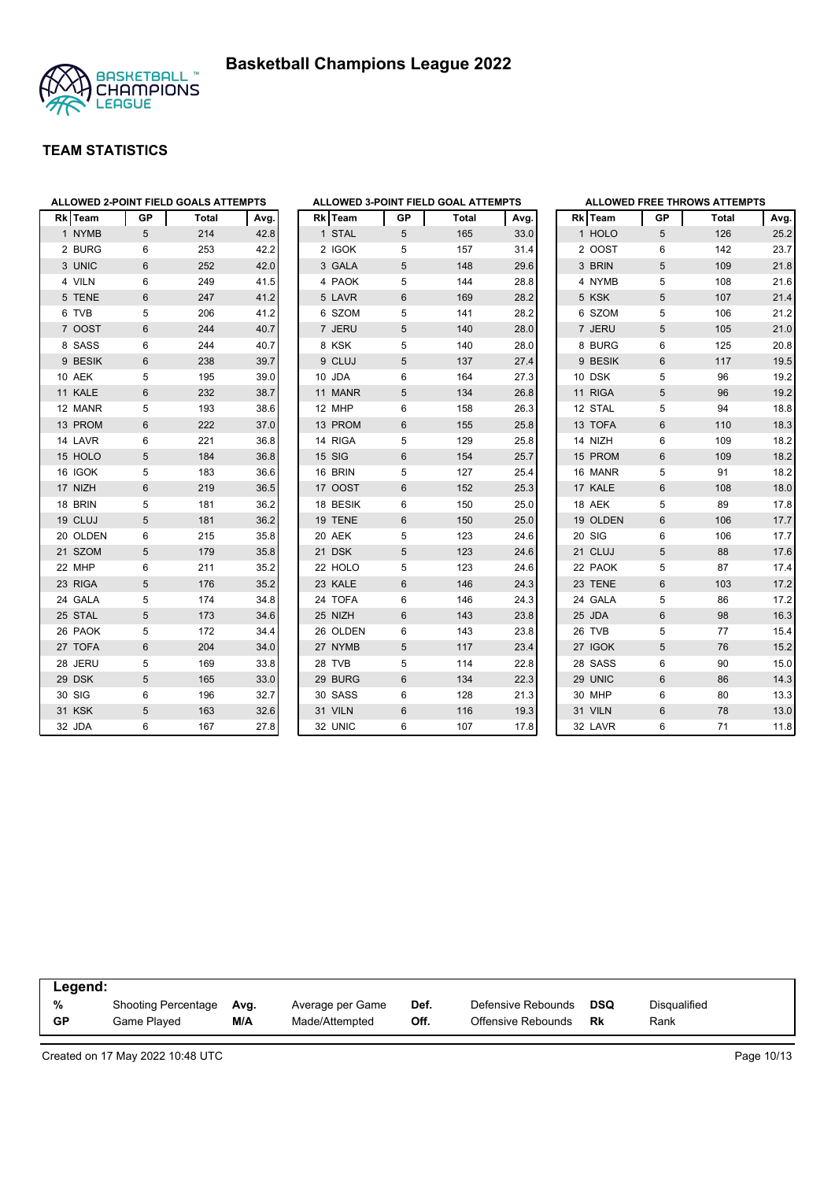# Basketball Champions League 2022

## TEAM STATISTICS

### ALLOWED 2-POINT FIELD GOALS ATTEMPTS

| Rk | Team | GP | Total | Avg. |
|---|---|---|---|---|
| 1 | NYMB | 5 | 214 | 42.8 |
| 2 | BURG | 6 | 253 | 42.2 |
| 3 | UNIC | 6 | 252 | 42.0 |
| 4 | VILN | 6 | 249 | 41.5 |
| 5 | TENE | 6 | 247 | 41.2 |
| 6 | TVB | 5 | 206 | 41.2 |
| 7 | OOST | 6 | 244 | 40.7 |
| 8 | SASS | 6 | 244 | 40.7 |
| 9 | BESIK | 6 | 238 | 39.7 |
| 10 | AEK | 5 | 195 | 39.0 |
| 11 | KALE | 6 | 232 | 38.7 |
| 12 | MANR | 5 | 193 | 38.6 |
| 13 | PROM | 6 | 222 | 37.0 |
| 14 | LAVR | 6 | 221 | 36.8 |
| 15 | HOLO | 5 | 184 | 36.8 |
| 16 | IGOK | 5 | 183 | 36.6 |
| 17 | NIZH | 6 | 219 | 36.5 |
| 18 | BRIN | 5 | 181 | 36.2 |
| 19 | CLUJ | 5 | 181 | 36.2 |
| 20 | OLDEN | 6 | 215 | 35.8 |
| 21 | SZOM | 5 | 179 | 35.8 |
| 22 | MHP | 6 | 211 | 35.2 |
| 23 | RIGA | 5 | 176 | 35.2 |
| 24 | GALA | 5 | 174 | 34.8 |
| 25 | STAL | 5 | 173 | 34.6 |
| 26 | PAOK | 5 | 172 | 34.4 |
| 27 | TOFA | 6 | 204 | 34.0 |
| 28 | JERU | 5 | 169 | 33.8 |
| 29 | DSK | 5 | 165 | 33.0 |
| 30 | SIG | 6 | 196 | 32.7 |
| 31 | KSK | 5 | 163 | 32.6 |
| 32 | JDA | 6 | 167 | 27.8 |

### ALLOWED 3-POINT FIELD GOAL ATTEMPTS

| Rk | Team | GP | Total | Avg. |
|---|---|---|---|---|
| 1 | STAL | 5 | 165 | 33.0 |
| 2 | IGOK | 5 | 157 | 31.4 |
| 3 | GALA | 5 | 148 | 29.6 |
| 4 | PAOK | 5 | 144 | 28.8 |
| 5 | LAVR | 6 | 169 | 28.2 |
| 6 | SZOM | 5 | 141 | 28.2 |
| 7 | JERU | 5 | 140 | 28.0 |
| 8 | KSK | 5 | 140 | 28.0 |
| 9 | CLUJ | 5 | 137 | 27.4 |
| 10 | JDA | 6 | 164 | 27.3 |
| 11 | MANR | 5 | 134 | 26.8 |
| 12 | MHP | 6 | 158 | 26.3 |
| 13 | PROM | 6 | 155 | 25.8 |
| 14 | RIGA | 5 | 129 | 25.8 |
| 15 | SIG | 6 | 154 | 25.7 |
| 16 | BRIN | 5 | 127 | 25.4 |
| 17 | OOST | 6 | 152 | 25.3 |
| 18 | BESIK | 6 | 150 | 25.0 |
| 19 | TENE | 6 | 150 | 25.0 |
| 20 | AEK | 5 | 123 | 24.6 |
| 21 | DSK | 5 | 123 | 24.6 |
| 22 | HOLO | 5 | 123 | 24.6 |
| 23 | KALE | 6 | 146 | 24.3 |
| 24 | TOFA | 6 | 146 | 24.3 |
| 25 | NIZH | 6 | 143 | 23.8 |
| 26 | OLDEN | 6 | 143 | 23.8 |
| 27 | NYMB | 5 | 117 | 23.4 |
| 28 | TVB | 5 | 114 | 22.8 |
| 29 | BURG | 6 | 134 | 22.3 |
| 30 | SASS | 6 | 128 | 21.3 |
| 31 | VILN | 6 | 116 | 19.3 |
| 32 | UNIC | 6 | 107 | 17.8 |

### ALLOWED FREE THROWS ATTEMPTS

| Rk | Team | GP | Total | Avg. |
|---|---|---|---|---|
| 1 | HOLO | 5 | 126 | 25.2 |
| 2 | OOST | 6 | 142 | 23.7 |
| 3 | BRIN | 5 | 109 | 21.8 |
| 4 | NYMB | 5 | 108 | 21.6 |
| 5 | KSK | 5 | 107 | 21.4 |
| 6 | SZOM | 5 | 106 | 21.2 |
| 7 | JERU | 5 | 105 | 21.0 |
| 8 | BURG | 6 | 125 | 20.8 |
| 9 | BESIK | 6 | 117 | 19.5 |
| 10 | DSK | 5 | 96 | 19.2 |
| 11 | RIGA | 5 | 96 | 19.2 |
| 12 | STAL | 5 | 94 | 18.8 |
| 13 | TOFA | 6 | 110 | 18.3 |
| 14 | NIZH | 6 | 109 | 18.2 |
| 15 | PROM | 6 | 109 | 18.2 |
| 16 | MANR | 5 | 91 | 18.2 |
| 17 | KALE | 6 | 108 | 18.0 |
| 18 | AEK | 5 | 89 | 17.8 |
| 19 | OLDEN | 6 | 106 | 17.7 |
| 20 | SIG | 6 | 106 | 17.7 |
| 21 | CLUJ | 5 | 88 | 17.6 |
| 22 | PAOK | 5 | 87 | 17.4 |
| 23 | TENE | 6 | 103 | 17.2 |
| 24 | GALA | 5 | 86 | 17.2 |
| 25 | JDA | 6 | 98 | 16.3 |
| 26 | TVB | 5 | 77 | 15.4 |
| 27 | IGOK | 5 | 76 | 15.2 |
| 28 | SASS | 6 | 90 | 15.0 |
| 29 | UNIC | 6 | 86 | 14.3 |
| 30 | MHP | 6 | 80 | 13.3 |
| 31 | VILN | 6 | 78 | 13.0 |
| 32 | LAVR | 6 | 71 | 11.8 |

**Legend:**

| | | | | | | | |
|---|---|---|---|---|---|---|---|
| **%** | Shooting Percentage | **Avg.** | Average per Game | **Def.** | Defensive Rebounds | **DSQ** | Disqualified |
| **GP** | Game Played | **M/A** | Made/Attempted | **Off.** | Offensive Rebounds | **Rk** | Rank |

Created on 17 May 2022 10:48 UTC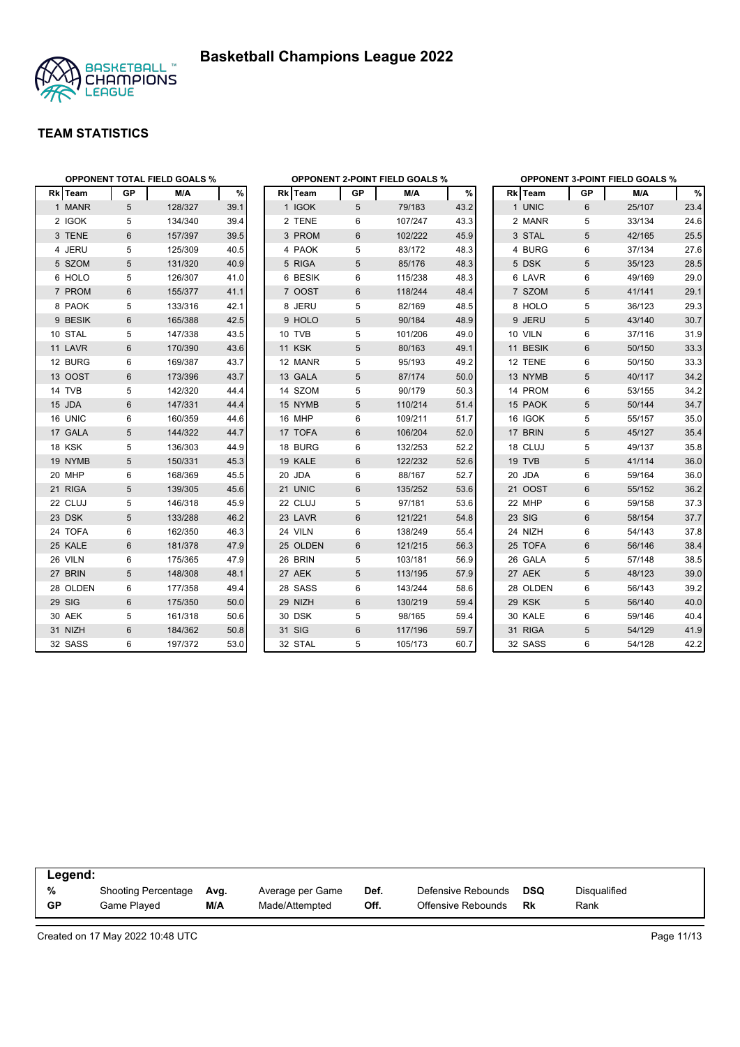# Basketball Champions League 2022

## TEAM STATISTICS

### OPPONENT TOTAL FIELD GOALS %

| Rk | Team | GP | M/A | % |
|---|---|---|---|---|
| 1 | MANR | 5 | 128/327 | 39.1 |
| 2 | IGOK | 5 | 134/340 | 39.4 |
| 3 | TENE | 6 | 157/397 | 39.5 |
| 4 | JERU | 5 | 125/309 | 40.5 |
| 5 | SZOM | 5 | 131/320 | 40.9 |
| 6 | HOLO | 5 | 126/307 | 41.0 |
| 7 | PROM | 6 | 155/377 | 41.1 |
| 8 | PAOK | 5 | 133/316 | 42.1 |
| 9 | BESIK | 6 | 165/388 | 42.5 |
| 10 | STAL | 5 | 147/338 | 43.5 |
| 11 | LAVR | 6 | 170/390 | 43.6 |
| 12 | BURG | 6 | 169/387 | 43.7 |
| 13 | OOST | 6 | 173/396 | 43.7 |
| 14 | TVB | 5 | 142/320 | 44.4 |
| 15 | JDA | 6 | 147/331 | 44.4 |
| 16 | UNIC | 6 | 160/359 | 44.6 |
| 17 | GALA | 5 | 144/322 | 44.7 |
| 18 | KSK | 5 | 136/303 | 44.9 |
| 19 | NYMB | 5 | 150/331 | 45.3 |
| 20 | MHP | 6 | 168/369 | 45.5 |
| 21 | RIGA | 5 | 139/305 | 45.6 |
| 22 | CLUJ | 5 | 146/318 | 45.9 |
| 23 | DSK | 5 | 133/288 | 46.2 |
| 24 | TOFA | 6 | 162/350 | 46.3 |
| 25 | KALE | 6 | 181/378 | 47.9 |
| 26 | VILN | 6 | 175/365 | 47.9 |
| 27 | BRIN | 5 | 148/308 | 48.1 |
| 28 | OLDEN | 6 | 177/358 | 49.4 |
| 29 | SIG | 6 | 175/350 | 50.0 |
| 30 | AEK | 5 | 161/318 | 50.6 |
| 31 | NIZH | 6 | 184/362 | 50.8 |
| 32 | SASS | 6 | 197/372 | 53.0 |

### OPPONENT 2-POINT FIELD GOALS %

| Rk | Team | GP | M/A | % |
|---|---|---|---|---|
| 1 | IGOK | 5 | 79/183 | 43.2 |
| 2 | TENE | 6 | 107/247 | 43.3 |
| 3 | PROM | 6 | 102/222 | 45.9 |
| 4 | PAOK | 5 | 83/172 | 48.3 |
| 5 | RIGA | 5 | 85/176 | 48.3 |
| 6 | BESIK | 6 | 115/238 | 48.3 |
| 7 | OOST | 6 | 118/244 | 48.4 |
| 8 | JERU | 5 | 82/169 | 48.5 |
| 9 | HOLO | 5 | 90/184 | 48.9 |
| 10 | TVB | 5 | 101/206 | 49.0 |
| 11 | KSK | 5 | 80/163 | 49.1 |
| 12 | MANR | 5 | 95/193 | 49.2 |
| 13 | GALA | 5 | 87/174 | 50.0 |
| 14 | SZOM | 5 | 90/179 | 50.3 |
| 15 | NYMB | 5 | 110/214 | 51.4 |
| 16 | MHP | 6 | 109/211 | 51.7 |
| 17 | TOFA | 6 | 106/204 | 52.0 |
| 18 | BURG | 6 | 132/253 | 52.2 |
| 19 | KALE | 6 | 122/232 | 52.6 |
| 20 | JDA | 6 | 88/167 | 52.7 |
| 21 | UNIC | 6 | 135/252 | 53.6 |
| 22 | CLUJ | 5 | 97/181 | 53.6 |
| 23 | LAVR | 6 | 121/221 | 54.8 |
| 24 | VILN | 6 | 138/249 | 55.4 |
| 25 | OLDEN | 6 | 121/215 | 56.3 |
| 26 | BRIN | 5 | 103/181 | 56.9 |
| 27 | AEK | 5 | 113/195 | 57.9 |
| 28 | SASS | 6 | 143/244 | 58.6 |
| 29 | NIZH | 6 | 130/219 | 59.4 |
| 30 | DSK | 5 | 98/165 | 59.4 |
| 31 | SIG | 6 | 117/196 | 59.7 |
| 32 | STAL | 5 | 105/173 | 60.7 |

### OPPONENT 3-POINT FIELD GOALS %

| Rk | Team | GP | M/A | % |
|---|---|---|---|---|
| 1 | UNIC | 6 | 25/107 | 23.4 |
| 2 | MANR | 5 | 33/134 | 24.6 |
| 3 | STAL | 5 | 42/165 | 25.5 |
| 4 | BURG | 6 | 37/134 | 27.6 |
| 5 | DSK | 5 | 35/123 | 28.5 |
| 6 | LAVR | 6 | 49/169 | 29.0 |
| 7 | SZOM | 5 | 41/141 | 29.1 |
| 8 | HOLO | 5 | 36/123 | 29.3 |
| 9 | JERU | 5 | 43/140 | 30.7 |
| 10 | VILN | 6 | 37/116 | 31.9 |
| 11 | BESIK | 6 | 50/150 | 33.3 |
| 12 | TENE | 6 | 50/150 | 33.3 |
| 13 | NYMB | 5 | 40/117 | 34.2 |
| 14 | PROM | 6 | 53/155 | 34.2 |
| 15 | PAOK | 5 | 50/144 | 34.7 |
| 16 | IGOK | 5 | 55/157 | 35.0 |
| 17 | BRIN | 5 | 45/127 | 35.4 |
| 18 | CLUJ | 5 | 49/137 | 35.8 |
| 19 | TVB | 5 | 41/114 | 36.0 |
| 20 | JDA | 6 | 59/164 | 36.0 |
| 21 | OOST | 6 | 55/152 | 36.2 |
| 22 | MHP | 6 | 59/158 | 37.3 |
| 23 | SIG | 6 | 58/154 | 37.7 |
| 24 | NIZH | 6 | 54/143 | 37.8 |
| 25 | TOFA | 6 | 56/146 | 38.4 |
| 26 | GALA | 5 | 57/148 | 38.5 |
| 27 | AEK | 5 | 48/123 | 39.0 |
| 28 | OLDEN | 6 | 56/143 | 39.2 |
| 29 | KSK | 5 | 56/140 | 40.0 |
| 30 | KALE | 6 | 59/146 | 40.4 |
| 31 | RIGA | 5 | 54/129 | 41.9 |
| 32 | SASS | 6 | 54/128 | 42.2 |

**Legend:**

| | | | | | | | |
|---|---|---|---|---|---|---|---|
| % | Shooting Percentage | Avg. | Average per Game | Def. | Defensive Rebounds | DSQ | Disqualified |
| GP | Game Played | M/A | Made/Attempted | Off. | Offensive Rebounds | Rk | Rank |

Created on 17 May 2022 10:48 UTC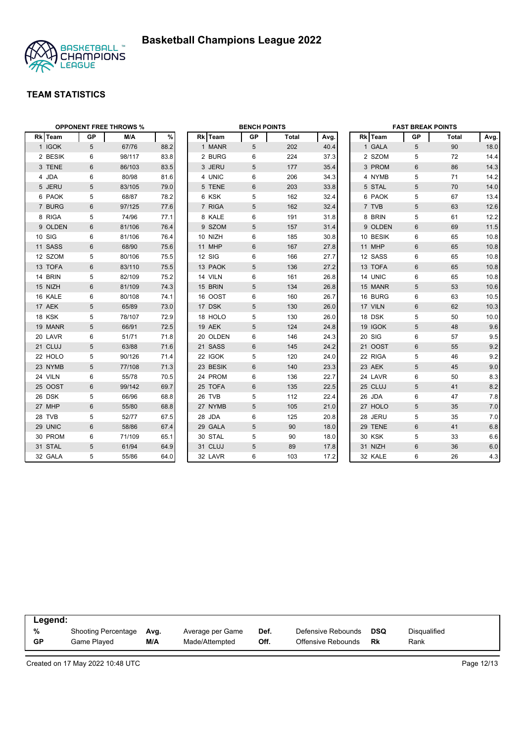# Basketball Champions League 2022

## TEAM STATISTICS

### OPPONENT FREE THROWS %

| Rk | Team | GP | M/A | % |
|---|---|---|---|---|
| 1 | IGOK | 5 | 67/76 | 88.2 |
| 2 | BESIK | 6 | 98/117 | 83.8 |
| 3 | TENE | 6 | 86/103 | 83.5 |
| 4 | JDA | 6 | 80/98 | 81.6 |
| 5 | JERU | 5 | 83/105 | 79.0 |
| 6 | PAOK | 5 | 68/87 | 78.2 |
| 7 | BURG | 6 | 97/125 | 77.6 |
| 8 | RIGA | 5 | 74/96 | 77.1 |
| 9 | OLDEN | 6 | 81/106 | 76.4 |
| 10 | SIG | 6 | 81/106 | 76.4 |
| 11 | SASS | 6 | 68/90 | 75.6 |
| 12 | SZOM | 5 | 80/106 | 75.5 |
| 13 | TOFA | 6 | 83/110 | 75.5 |
| 14 | BRIN | 5 | 82/109 | 75.2 |
| 15 | NIZH | 6 | 81/109 | 74.3 |
| 16 | KALE | 6 | 80/108 | 74.1 |
| 17 | AEK | 5 | 65/89 | 73.0 |
| 18 | KSK | 5 | 78/107 | 72.9 |
| 19 | MANR | 5 | 66/91 | 72.5 |
| 20 | LAVR | 6 | 51/71 | 71.8 |
| 21 | CLUJ | 5 | 63/88 | 71.6 |
| 22 | HOLO | 5 | 90/126 | 71.4 |
| 23 | NYMB | 5 | 77/108 | 71.3 |
| 24 | VILN | 6 | 55/78 | 70.5 |
| 25 | OOST | 6 | 99/142 | 69.7 |
| 26 | DSK | 5 | 66/96 | 68.8 |
| 27 | MHP | 6 | 55/80 | 68.8 |
| 28 | TVB | 5 | 52/77 | 67.5 |
| 29 | UNIC | 6 | 58/86 | 67.4 |
| 30 | PROM | 6 | 71/109 | 65.1 |
| 31 | STAL | 5 | 61/94 | 64.9 |
| 32 | GALA | 5 | 55/86 | 64.0 |

### BENCH POINTS

| Rk | Team | GP | Total | Avg. |
|---|---|---|---|---|
| 1 | MANR | 5 | 202 | 40.4 |
| 2 | BURG | 6 | 224 | 37.3 |
| 3 | JERU | 5 | 177 | 35.4 |
| 4 | UNIC | 6 | 206 | 34.3 |
| 5 | TENE | 6 | 203 | 33.8 |
| 6 | KSK | 5 | 162 | 32.4 |
| 7 | RIGA | 5 | 162 | 32.4 |
| 8 | KALE | 6 | 191 | 31.8 |
| 9 | SZOM | 5 | 157 | 31.4 |
| 10 | NIZH | 6 | 185 | 30.8 |
| 11 | MHP | 6 | 167 | 27.8 |
| 12 | SIG | 6 | 166 | 27.7 |
| 13 | PAOK | 5 | 136 | 27.2 |
| 14 | VILN | 6 | 161 | 26.8 |
| 15 | BRIN | 5 | 134 | 26.8 |
| 16 | OOST | 6 | 160 | 26.7 |
| 17 | DSK | 5 | 130 | 26.0 |
| 18 | HOLO | 5 | 130 | 26.0 |
| 19 | AEK | 5 | 124 | 24.8 |
| 20 | OLDEN | 6 | 146 | 24.3 |
| 21 | SASS | 6 | 145 | 24.2 |
| 22 | IGOK | 5 | 120 | 24.0 |
| 23 | BESIK | 6 | 140 | 23.3 |
| 24 | PROM | 6 | 136 | 22.7 |
| 25 | TOFA | 6 | 135 | 22.5 |
| 26 | TVB | 5 | 112 | 22.4 |
| 27 | NYMB | 5 | 105 | 21.0 |
| 28 | JDA | 6 | 125 | 20.8 |
| 29 | GALA | 5 | 90 | 18.0 |
| 30 | STAL | 5 | 90 | 18.0 |
| 31 | CLUJ | 5 | 89 | 17.8 |
| 32 | LAVR | 6 | 103 | 17.2 |

### FAST BREAK POINTS

| Rk | Team | GP | Total | Avg. |
|---|---|---|---|---|
| 1 | GALA | 5 | 90 | 18.0 |
| 2 | SZOM | 5 | 72 | 14.4 |
| 3 | PROM | 6 | 86 | 14.3 |
| 4 | NYMB | 5 | 71 | 14.2 |
| 5 | STAL | 5 | 70 | 14.0 |
| 6 | PAOK | 5 | 67 | 13.4 |
| 7 | TVB | 5 | 63 | 12.6 |
| 8 | BRIN | 5 | 61 | 12.2 |
| 9 | OLDEN | 6 | 69 | 11.5 |
| 10 | BESIK | 6 | 65 | 10.8 |
| 11 | MHP | 6 | 65 | 10.8 |
| 12 | SASS | 6 | 65 | 10.8 |
| 13 | TOFA | 6 | 65 | 10.8 |
| 14 | UNIC | 6 | 65 | 10.8 |
| 15 | MANR | 5 | 53 | 10.6 |
| 16 | BURG | 6 | 63 | 10.5 |
| 17 | VILN | 6 | 62 | 10.3 |
| 18 | DSK | 5 | 50 | 10.0 |
| 19 | IGOK | 5 | 48 | 9.6 |
| 20 | SIG | 6 | 57 | 9.5 |
| 21 | OOST | 6 | 55 | 9.2 |
| 22 | RIGA | 5 | 46 | 9.2 |
| 23 | AEK | 5 | 45 | 9.0 |
| 24 | LAVR | 6 | 50 | 8.3 |
| 25 | CLUJ | 5 | 41 | 8.2 |
| 26 | JDA | 6 | 47 | 7.8 |
| 27 | HOLO | 5 | 35 | 7.0 |
| 28 | JERU | 5 | 35 | 7.0 |
| 29 | TENE | 6 | 41 | 6.8 |
| 30 | KSK | 5 | 33 | 6.6 |
| 31 | NIZH | 6 | 36 | 6.0 |
| 32 | KALE | 6 | 26 | 4.3 |

**Legend:**

| | | | | | | | |
|---|---|---|---|---|---|---|---|
| % | Shooting Percentage | Avg. | Average per Game | Def. | Defensive Rebounds | DSQ | Disqualified |
| GP | Game Played | M/A | Made/Attempted | Off. | Offensive Rebounds | Rk | Rank |

Created on 17 May 2022 10:48 UTC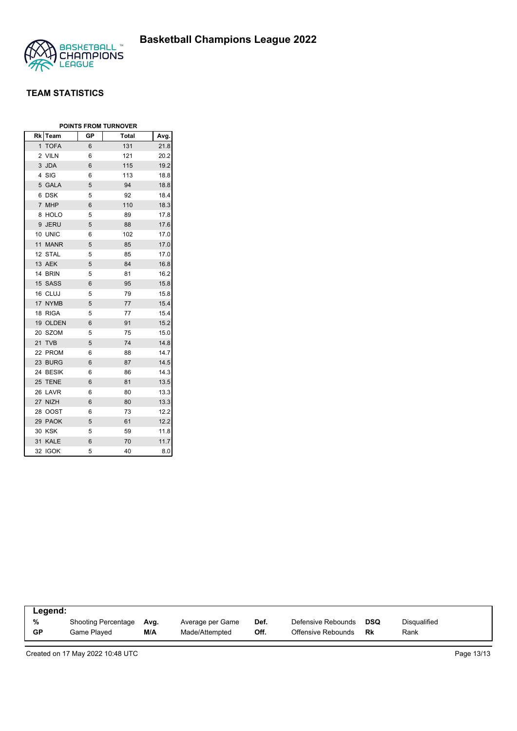# Basketball Champions League 2022

## TEAM STATISTICS

**POINTS FROM TURNOVER**

| Rk | Team | GP | Total | Avg. |
|---|---|---|---|---|
| 1 | TOFA | 6 | 131 | 21.8 |
| 2 | VILN | 6 | 121 | 20.2 |
| 3 | JDA | 6 | 115 | 19.2 |
| 4 | SIG | 6 | 113 | 18.8 |
| 5 | GALA | 5 | 94 | 18.8 |
| 6 | DSK | 5 | 92 | 18.4 |
| 7 | MHP | 6 | 110 | 18.3 |
| 8 | HOLO | 5 | 89 | 17.8 |
| 9 | JERU | 5 | 88 | 17.6 |
| 10 | UNIC | 6 | 102 | 17.0 |
| 11 | MANR | 5 | 85 | 17.0 |
| 12 | STAL | 5 | 85 | 17.0 |
| 13 | AEK | 5 | 84 | 16.8 |
| 14 | BRIN | 5 | 81 | 16.2 |
| 15 | SASS | 6 | 95 | 15.8 |
| 16 | CLUJ | 5 | 79 | 15.8 |
| 17 | NYMB | 5 | 77 | 15.4 |
| 18 | RIGA | 5 | 77 | 15.4 |
| 19 | OLDEN | 6 | 91 | 15.2 |
| 20 | SZOM | 5 | 75 | 15.0 |
| 21 | TVB | 5 | 74 | 14.8 |
| 22 | PROM | 6 | 88 | 14.7 |
| 23 | BURG | 6 | 87 | 14.5 |
| 24 | BESIK | 6 | 86 | 14.3 |
| 25 | TENE | 6 | 81 | 13.5 |
| 26 | LAVR | 6 | 80 | 13.3 |
| 27 | NIZH | 6 | 80 | 13.3 |
| 28 | OOST | 6 | 73 | 12.2 |
| 29 | PAOK | 5 | 61 | 12.2 |
| 30 | KSK | 5 | 59 | 11.8 |
| 31 | KALE | 6 | 70 | 11.7 |
| 32 | IGOK | 5 | 40 | 8.0 |

**Legend:**

| | | | | | | | |
|---|---|---|---|---|---|---|---|
| **%** | Shooting Percentage | **Avg.** | Average per Game | **Def.** | Defensive Rebounds | **DSQ** | Disqualified |
| **GP** | Game Played | **M/A** | Made/Attempted | **Off.** | Offensive Rebounds | **Rk** | Rank |

Created on 17 May 2022 10:48 UTC